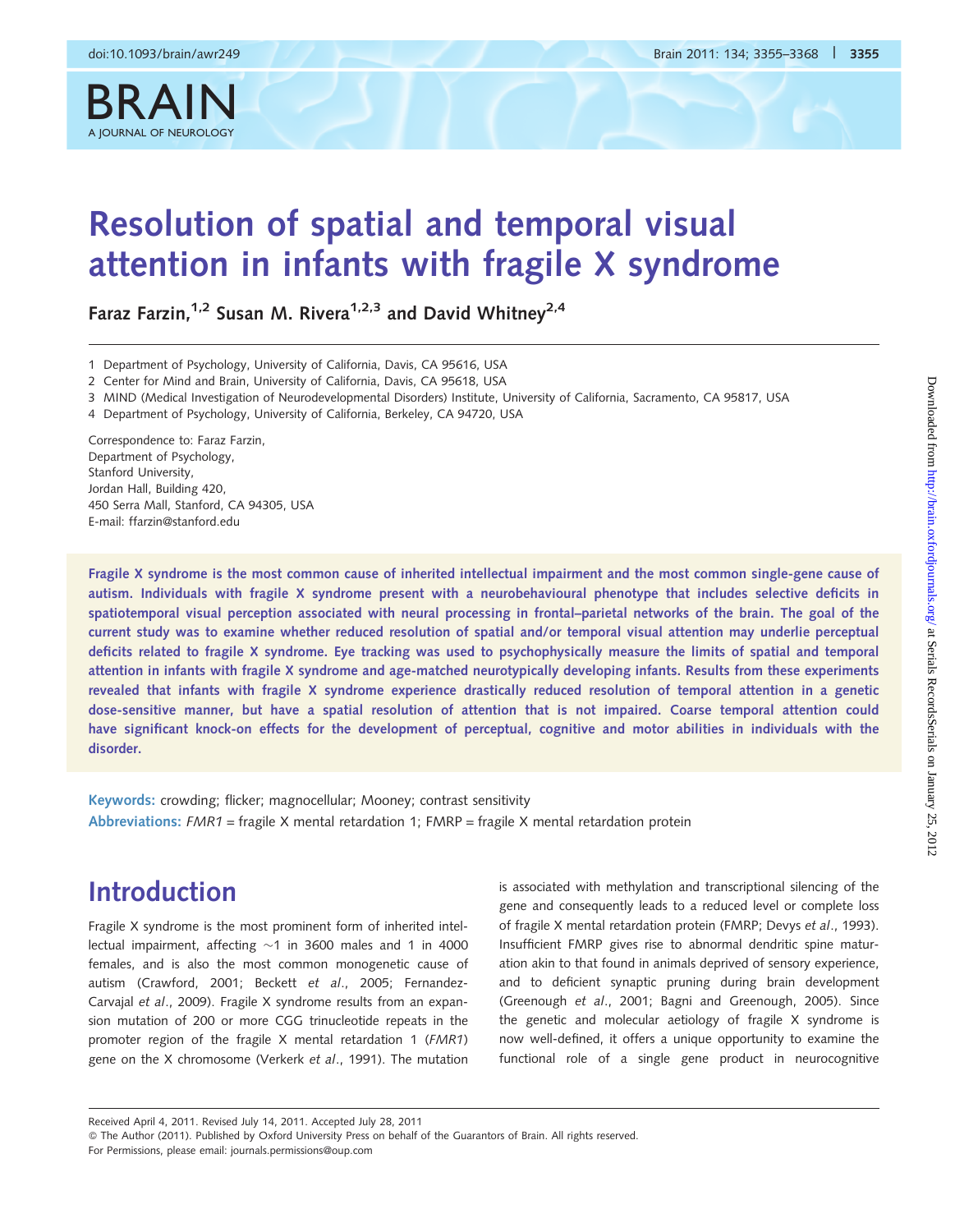# Resolution of spatial and temporal visual attention in infants with fragile X syndrome

**Faraz Farzin,[1,2] Susan M. Rivera[1,2,3] and David Whitney[2,4]**

1 Department of Psychology, University of California, Davis, CA 95616, USA
2 Center for Mind and Brain, University of California, Davis, CA 95618, USA
3 MIND (Medical Investigation of Neurodevelopmental Disorders) Institute, University of California, Sacramento, CA 95817, USA
4 Department of Psychology, University of California, Berkeley, CA 94720, USA

Correspondence to: Faraz Farzin,
Department of Psychology,
Stanford University,
Jordan Hall, Building 420,
450 Serra Mall, Stanford, CA 94305, USA
E-mail: ffarzin@stanford.edu

**Fragile X syndrome is the most common cause of inherited intellectual impairment and the most common single-gene cause of autism. Individuals with fragile X syndrome present with a neurobehavioural phenotype that includes selective deficits in spatiotemporal visual perception associated with neural processing in frontal–parietal networks of the brain. The goal of the current study was to examine whether reduced resolution of spatial and/or temporal visual attention may underlie perceptual deficits related to fragile X syndrome. Eye tracking was used to psychophysically measure the limits of spatial and temporal attention in infants with fragile X syndrome and age-matched neurotypically developing infants. Results from these experiments revealed that infants with fragile X syndrome experience drastically reduced resolution of temporal attention in a genetic dose-sensitive manner, but have a spatial resolution of attention that is not impaired. Coarse temporal attention could have significant knock-on effects for the development of perceptual, cognitive and motor abilities in individuals with the disorder.**

**Keywords:** crowding; flicker; magnocellular; Mooney; contrast sensitivity

**Abbreviations:** *FMR1* = fragile X mental retardation 1; FMRP = fragile X mental retardation protein

## Introduction

Fragile X syndrome is the most prominent form of inherited intellectual impairment, affecting ~1 in 3600 males and 1 in 4000 females, and is also the most common monogenetic cause of autism (Crawford, 2001; Beckett *et al*., 2005; Fernandez-Carvajal *et al*., 2009). Fragile X syndrome results from an expansion mutation of 200 or more CGG trinucleotide repeats in the promoter region of the fragile X mental retardation 1 (*FMR1*) gene on the X chromosome (Verkerk *et al*., 1991). The mutation is associated with methylation and transcriptional silencing of the gene and consequently leads to a reduced level or complete loss of fragile X mental retardation protein (FMRP; Devys *et al*., 1993). Insufficient FMRP gives rise to abnormal dendritic spine maturation akin to that found in animals deprived of sensory experience, and to deficient synaptic pruning during brain development (Greenough *et al*., 2001; Bagni and Greenough, 2005). Since the genetic and molecular aetiology of fragile X syndrome is now well-defined, it offers a unique opportunity to examine the functional role of a single gene product in neurocognitive

Received April 4, 2011. Revised July 14, 2011. Accepted July 28, 2011
© The Author (2011). Published by Oxford University Press on behalf of the Guarantors of Brain. All rights reserved.
For Permissions, please email: journals.permissions@oup.com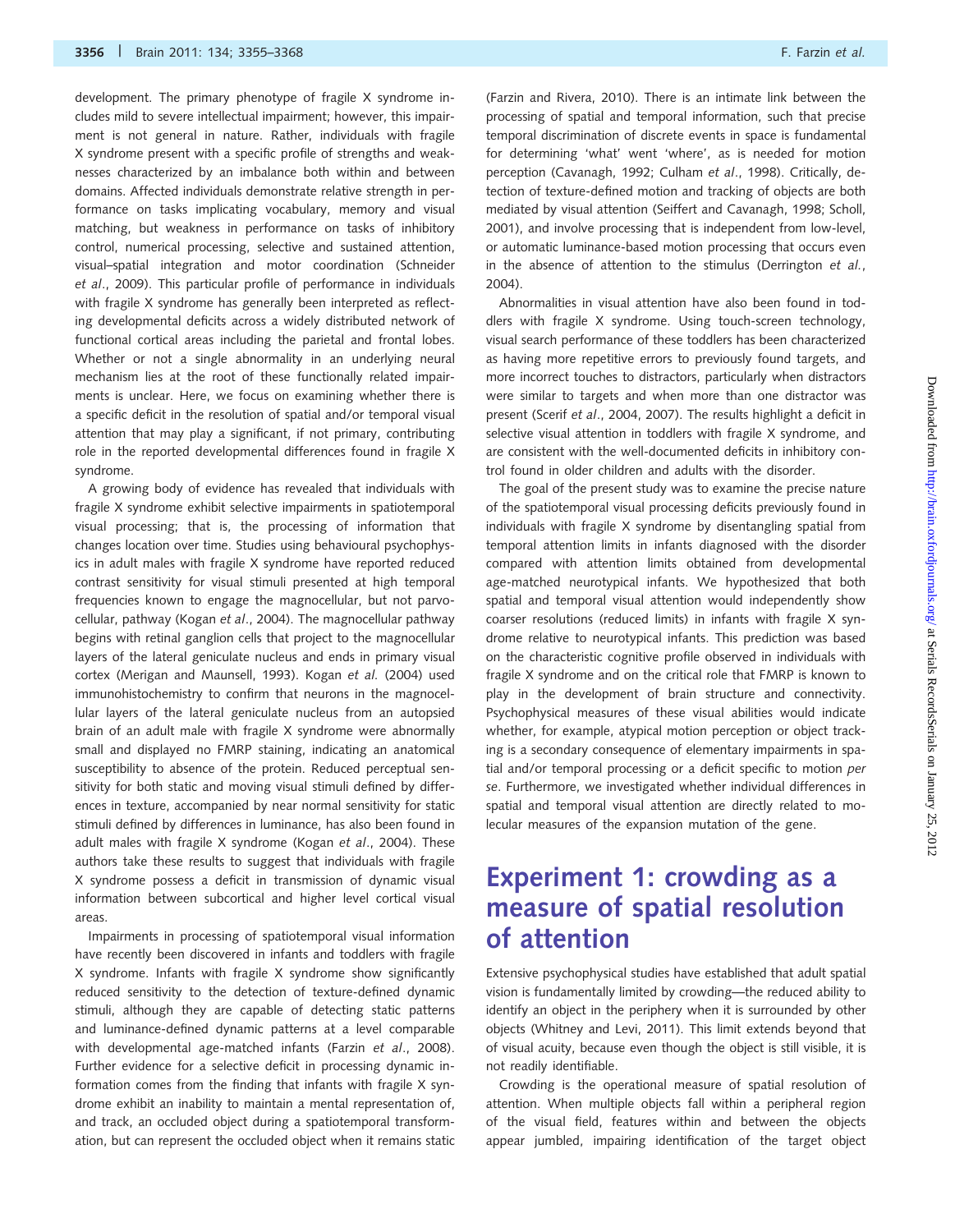development. The primary phenotype of fragile X syndrome includes mild to severe intellectual impairment; however, this impairment is not general in nature. Rather, individuals with fragile X syndrome present with a specific profile of strengths and weaknesses characterized by an imbalance both within and between domains. Affected individuals demonstrate relative strength in performance on tasks implicating vocabulary, memory and visual matching, but weakness in performance on tasks of inhibitory control, numerical processing, selective and sustained attention, visual–spatial integration and motor coordination (Schneider *et al*., 2009). This particular profile of performance in individuals with fragile X syndrome has generally been interpreted as reflecting developmental deficits across a widely distributed network of functional cortical areas including the parietal and frontal lobes. Whether or not a single abnormality in an underlying neural mechanism lies at the root of these functionally related impairments is unclear. Here, we focus on examining whether there is a specific deficit in the resolution of spatial and/or temporal visual attention that may play a significant, if not primary, contributing role in the reported developmental differences found in fragile X syndrome.

A growing body of evidence has revealed that individuals with fragile X syndrome exhibit selective impairments in spatiotemporal visual processing; that is, the processing of information that changes location over time. Studies using behavioural psychophysics in adult males with fragile X syndrome have reported reduced contrast sensitivity for visual stimuli presented at high temporal frequencies known to engage the magnocellular, but not parvocellular, pathway (Kogan *et al*., 2004). The magnocellular pathway begins with retinal ganglion cells that project to the magnocellular layers of the lateral geniculate nucleus and ends in primary visual cortex (Merigan and Maunsell, 1993). Kogan *et al*. (2004) used immunohistochemistry to confirm that neurons in the magnocellular layers of the lateral geniculate nucleus from an autopsied brain of an adult male with fragile X syndrome were abnormally small and displayed no FMRP staining, indicating an anatomical susceptibility to absence of the protein. Reduced perceptual sensitivity for both static and moving visual stimuli defined by differences in texture, accompanied by near normal sensitivity for static stimuli defined by differences in luminance, has also been found in adult males with fragile X syndrome (Kogan *et al*., 2004). These authors take these results to suggest that individuals with fragile X syndrome possess a deficit in transmission of dynamic visual information between subcortical and higher level cortical visual areas.

Impairments in processing of spatiotemporal visual information have recently been discovered in infants and toddlers with fragile X syndrome. Infants with fragile X syndrome show significantly reduced sensitivity to the detection of texture-defined dynamic stimuli, although they are capable of detecting static patterns and luminance-defined dynamic patterns at a level comparable with developmental age-matched infants (Farzin *et al*., 2008). Further evidence for a selective deficit in processing dynamic information comes from the finding that infants with fragile X syndrome exhibit an inability to maintain a mental representation of, and track, an occluded object during a spatiotemporal transformation, but can represent the occluded object when it remains static (Farzin and Rivera, 2010). There is an intimate link between the processing of spatial and temporal information, such that precise temporal discrimination of discrete events in space is fundamental for determining 'what' went 'where', as is needed for motion perception (Cavanagh, 1992; Culham *et al*., 1998). Critically, detection of texture-defined motion and tracking of objects are both mediated by visual attention (Seiffert and Cavanagh, 1998; Scholl, 2001), and involve processing that is independent from low-level, or automatic luminance-based motion processing that occurs even in the absence of attention to the stimulus (Derrington *et al.*, 2004).

Abnormalities in visual attention have also been found in toddlers with fragile X syndrome. Using touch-screen technology, visual search performance of these toddlers has been characterized as having more repetitive errors to previously found targets, and more incorrect touches to distractors, particularly when distractors were similar to targets and when more than one distractor was present (Scerif *et al*., 2004, 2007). The results highlight a deficit in selective visual attention in toddlers with fragile X syndrome, and are consistent with the well-documented deficits in inhibitory control found in older children and adults with the disorder.

The goal of the present study was to examine the precise nature of the spatiotemporal visual processing deficits previously found in individuals with fragile X syndrome by disentangling spatial from temporal attention limits in infants diagnosed with the disorder compared with attention limits obtained from developmental age-matched neurotypical infants. We hypothesized that both spatial and temporal visual attention would independently show coarser resolutions (reduced limits) in infants with fragile X syndrome relative to neurotypical infants. This prediction was based on the characteristic cognitive profile observed in individuals with fragile X syndrome and on the critical role that FMRP is known to play in the development of brain structure and connectivity. Psychophysical measures of these visual abilities would indicate whether, for example, atypical motion perception or object tracking is a secondary consequence of elementary impairments in spatial and/or temporal processing or a deficit specific to motion *per se*. Furthermore, we investigated whether individual differences in spatial and temporal visual attention are directly related to molecular measures of the expansion mutation of the gene.

# Experiment 1: crowding as a measure of spatial resolution of attention

Extensive psychophysical studies have established that adult spatial vision is fundamentally limited by crowding—the reduced ability to identify an object in the periphery when it is surrounded by other objects (Whitney and Levi, 2011). This limit extends beyond that of visual acuity, because even though the object is still visible, it is not readily identifiable.

Crowding is the operational measure of spatial resolution of attention. When multiple objects fall within a peripheral region of the visual field, features within and between the objects appear jumbled, impairing identification of the target object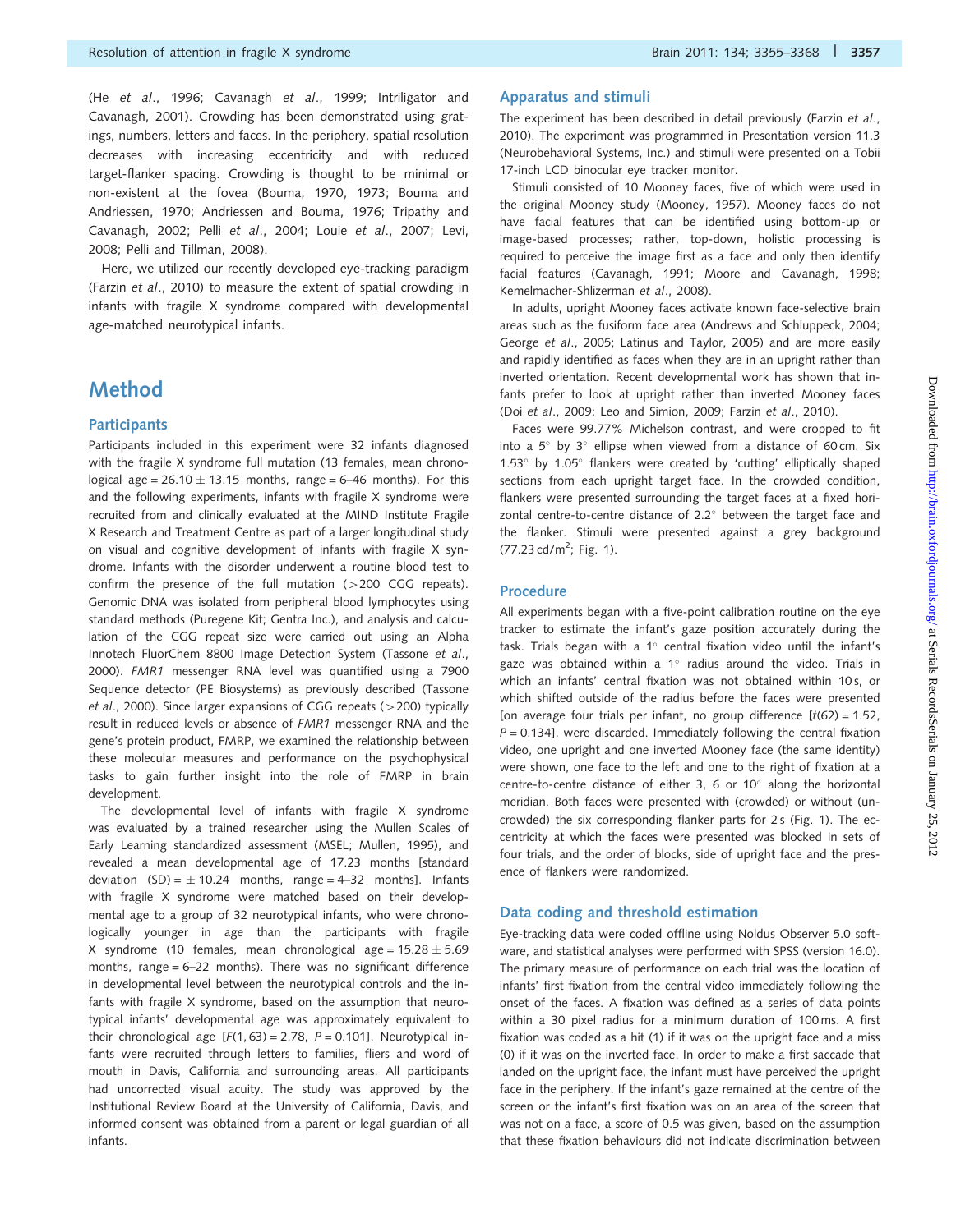(He *et al.*, 1996; Cavanagh *et al.*, 1999; Intriligator and Cavanagh, 2001). Crowding has been demonstrated using gratings, numbers, letters and faces. In the periphery, spatial resolution decreases with increasing eccentricity and with reduced target-flanker spacing. Crowding is thought to be minimal or non-existent at the fovea (Bouma, 1970, 1973; Bouma and Andriessen, 1970; Andriessen and Bouma, 1976; Tripathy and Cavanagh, 2002; Pelli *et al.*, 2004; Louie *et al.*, 2007; Levi, 2008; Pelli and Tillman, 2008).

Here, we utilized our recently developed eye-tracking paradigm (Farzin *et al.*, 2010) to measure the extent of spatial crowding in infants with fragile X syndrome compared with developmental age-matched neurotypical infants.

# Method

## Participants

Participants included in this experiment were 32 infants diagnosed with the fragile X syndrome full mutation (13 females, mean chronological age = 26.10 ± 13.15 months, range = 6–46 months). For this and the following experiments, infants with fragile X syndrome were recruited from and clinically evaluated at the MIND Institute Fragile X Research and Treatment Centre as part of a larger longitudinal study on visual and cognitive development of infants with fragile X syndrome. Infants with the disorder underwent a routine blood test to confirm the presence of the full mutation (>200 CGG repeats). Genomic DNA was isolated from peripheral blood lymphocytes using standard methods (Puregene Kit; Gentra Inc.), and analysis and calculation of the CGG repeat size were carried out using an Alpha Innotech FluorChem 8800 Image Detection System (Tassone *et al.*, 2000). *FMR1* messenger RNA level was quantified using a 7900 Sequence detector (PE Biosystems) as previously described (Tassone *et al.*, 2000). Since larger expansions of CGG repeats (>200) typically result in reduced levels or absence of *FMR1* messenger RNA and the gene's protein product, FMRP, we examined the relationship between these molecular measures and performance on the psychophysical tasks to gain further insight into the role of FMRP in brain development.

The developmental level of infants with fragile X syndrome was evaluated by a trained researcher using the Mullen Scales of Early Learning standardized assessment (MSEL; Mullen, 1995), and revealed a mean developmental age of 17.23 months [standard deviation (SD) = ± 10.24 months, range = 4–32 months]. Infants with fragile X syndrome were matched based on their developmental age to a group of 32 neurotypical infants, who were chronologically younger in age than the participants with fragile X syndrome (10 females, mean chronological age = 15.28 ± 5.69 months, range = 6–22 months). There was no significant difference in developmental level between the neurotypical controls and the infants with fragile X syndrome, based on the assumption that neurotypical infants' developmental age was approximately equivalent to their chronological age [$F(1, 63) = 2.78$, $P = 0.101$]. Neurotypical infants were recruited through letters to families, fliers and word of mouth in Davis, California and surrounding areas. All participants had uncorrected visual acuity. The study was approved by the Institutional Review Board at the University of California, Davis, and informed consent was obtained from a parent or legal guardian of all infants.

## Apparatus and stimuli

The experiment has been described in detail previously (Farzin *et al.*, 2010). The experiment was programmed in Presentation version 11.3 (Neurobehavioral Systems, Inc.) and stimuli were presented on a Tobii 17-inch LCD binocular eye tracker monitor.

Stimuli consisted of 10 Mooney faces, five of which were used in the original Mooney study (Mooney, 1957). Mooney faces do not have facial features that can be identified using bottom-up or image-based processes; rather, top-down, holistic processing is required to perceive the image first as a face and only then identify facial features (Cavanagh, 1991; Moore and Cavanagh, 1998; Kemelmacher-Shlizerman *et al.*, 2008).

In adults, upright Mooney faces activate known face-selective brain areas such as the fusiform face area (Andrews and Schluppeck, 2004; George *et al.*, 2005; Latinus and Taylor, 2005) and are more easily and rapidly identified as faces when they are in an upright rather than inverted orientation. Recent developmental work has shown that infants prefer to look at upright rather than inverted Mooney faces (Doi *et al.*, 2009; Leo and Simion, 2009; Farzin *et al.*, 2010).

Faces were 99.77% Michelson contrast, and were cropped to fit into a 5° by 3° ellipse when viewed from a distance of 60 cm. Six 1.53° by 1.05° flankers were created by 'cutting' elliptically shaped sections from each upright target face. In the crowded condition, flankers were presented surrounding the target faces at a fixed horizontal centre-to-centre distance of 2.2° between the target face and the flanker. Stimuli were presented against a grey background (77.23 cd/m$^2$; Fig. 1).

## Procedure

All experiments began with a five-point calibration routine on the eye tracker to estimate the infant's gaze position accurately during the task. Trials began with a 1° central fixation video until the infant's gaze was obtained within a 1° radius around the video. Trials in which an infants' central fixation was not obtained within 10 s, or which shifted outside of the radius before the faces were presented [on average four trials per infant, no group difference [$t(62) = 1.52$, $P = 0.134$], were discarded. Immediately following the central fixation video, one upright and one inverted Mooney face (the same identity) were shown, one face to the left and one to the right of fixation at a centre-to-centre distance of either 3, 6 or 10° along the horizontal meridian. Both faces were presented with (crowded) or without (uncrowded) the six corresponding flanker parts for 2 s (Fig. 1). The eccentricity at which the faces were presented was blocked in sets of four trials, and the order of blocks, side of upright face and the presence of flankers were randomized.

## Data coding and threshold estimation

Eye-tracking data were coded offline using Noldus Observer 5.0 software, and statistical analyses were performed with SPSS (version 16.0). The primary measure of performance on each trial was the location of infants' first fixation from the central video immediately following the onset of the faces. A fixation was defined as a series of data points within a 30 pixel radius for a minimum duration of 100 ms. A first fixation was coded as a hit (1) if it was on the upright face and a miss (0) if it was on the inverted face. In order to make a first saccade that landed on the upright face, the infant must have perceived the upright face in the periphery. If the infant's gaze remained at the centre of the screen or the infant's first fixation was on an area of the screen that was not on a face, a score of 0.5 was given, based on the assumption that these fixation behaviours did not indicate discrimination between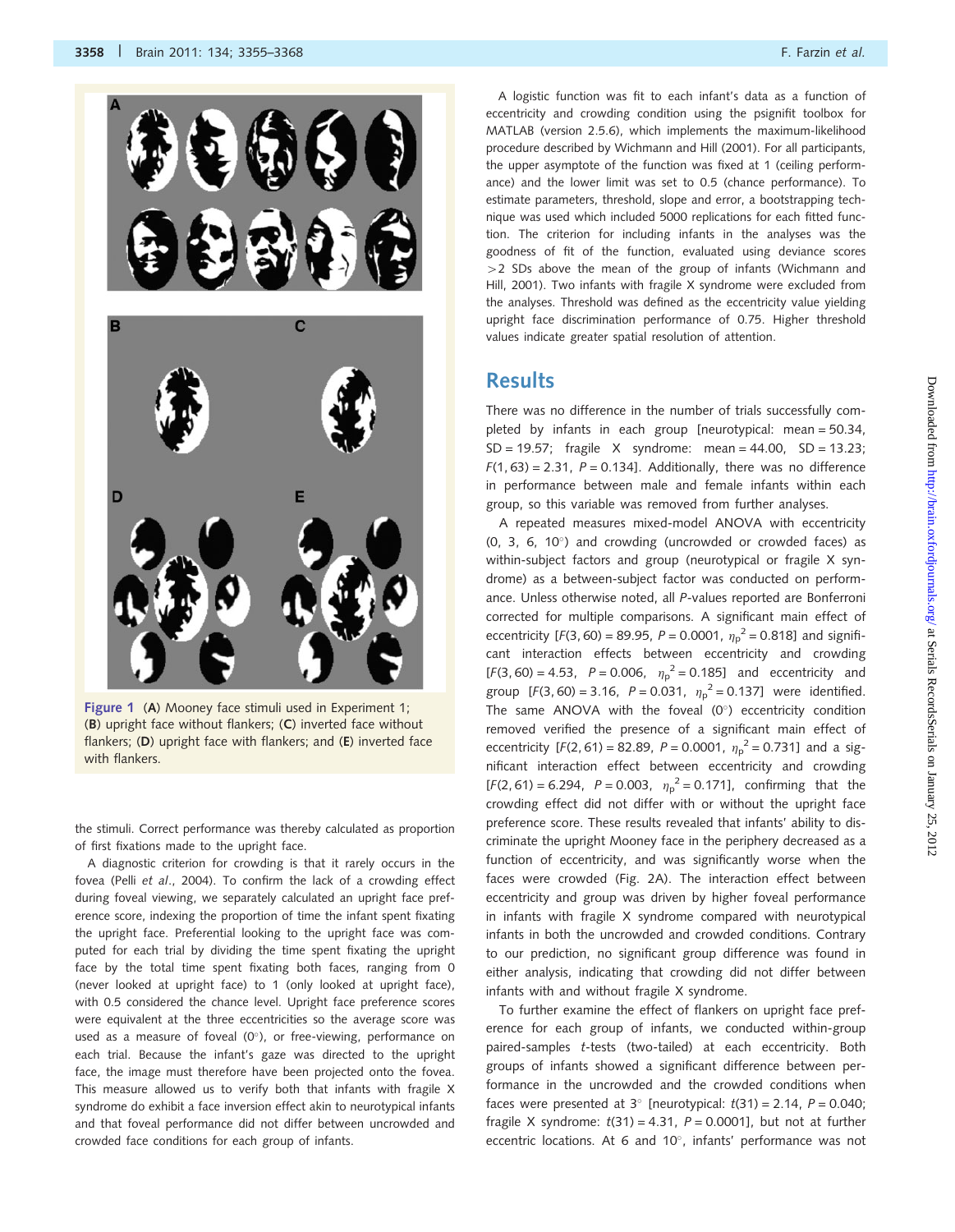Figure 1 (A) Mooney face stimuli used in Experiment 1; (B) upright face without flankers; (C) inverted face without flankers; (D) upright face with flankers; and (E) inverted face with flankers.

the stimuli. Correct performance was thereby calculated as proportion of first fixations made to the upright face.

A diagnostic criterion for crowding is that it rarely occurs in the fovea (Pelli *et al*., 2004). To confirm the lack of a crowding effect during foveal viewing, we separately calculated an upright face preference score, indexing the proportion of time the infant spent fixating the upright face. Preferential looking to the upright face was computed for each trial by dividing the time spent fixating the upright face by the total time spent fixating both faces, ranging from 0 (never looked at upright face) to 1 (only looked at upright face), with 0.5 considered the chance level. Upright face preference scores were equivalent at the three eccentricities so the average score was used as a measure of foveal (0°), or free-viewing, performance on each trial. Because the infant's gaze was directed to the upright face, the image must therefore have been projected onto the fovea. This measure allowed us to verify both that infants with fragile X syndrome do exhibit a face inversion effect akin to neurotypical infants and that foveal performance did not differ between uncrowded and crowded face conditions for each group of infants.

A logistic function was fit to each infant's data as a function of eccentricity and crowding condition using the psignifit toolbox for MATLAB (version 2.5.6), which implements the maximum-likelihood procedure described by Wichmann and Hill (2001). For all participants, the upper asymptote of the function was fixed at 1 (ceiling performance) and the lower limit was set to 0.5 (chance performance). To estimate parameters, threshold, slope and error, a bootstrapping technique was used which included 5000 replications for each fitted function. The criterion for including infants in the analyses was the goodness of fit of the function, evaluated using deviance scores >2 SDs above the mean of the group of infants (Wichmann and Hill, 2001). Two infants with fragile X syndrome were excluded from the analyses. Threshold was defined as the eccentricity value yielding upright face discrimination performance of 0.75. Higher threshold values indicate greater spatial resolution of attention.

## Results

There was no difference in the number of trials successfully completed by infants in each group [neurotypical: mean = 50.34, SD = 19.57; fragile X syndrome: mean = 44.00, SD = 13.23; $F(1, 63) = 2.31$, $P = 0.134$]. Additionally, there was no difference in performance between male and female infants within each group, so this variable was removed from further analyses.

A repeated measures mixed-model ANOVA with eccentricity (0, 3, 6, 10°) and crowding (uncrowded or crowded faces) as within-subject factors and group (neurotypical or fragile X syndrome) as a between-subject factor was conducted on performance. Unless otherwise noted, all *P*-values reported are Bonferroni corrected for multiple comparisons. A significant main effect of eccentricity [$F(3, 60) = 89.95$, $P = 0.0001$, $\eta_p^2 = 0.818$] and significant interaction effects between eccentricity and crowding [$F(3, 60) = 4.53$, $P = 0.006$, $\eta_p^2 = 0.185$] and eccentricity and group [$F(3, 60) = 3.16$, $P = 0.031$, $\eta_p^2 = 0.137$] were identified. The same ANOVA with the foveal (0°) eccentricity condition removed verified the presence of a significant main effect of eccentricity [$F(2, 61) = 82.89$, $P = 0.0001$, $\eta_p^2 = 0.731$] and a significant interaction effect between eccentricity and crowding [$F(2, 61) = 6.294$, $P = 0.003$, $\eta_p^2 = 0.171$], confirming that the crowding effect did not differ with or without the upright face preference score. These results revealed that infants' ability to discriminate the upright Mooney face in the periphery decreased as a function of eccentricity, and was significantly worse when the faces were crowded (Fig. 2A). The interaction effect between eccentricity and group was driven by higher foveal performance in infants with fragile X syndrome compared with neurotypical infants in both the uncrowded and crowded conditions. Contrary to our prediction, no significant group difference was found in either analysis, indicating that crowding did not differ between infants with and without fragile X syndrome.

To further examine the effect of flankers on upright face preference for each group of infants, we conducted within-group paired-samples *t*-tests (two-tailed) at each eccentricity. Both groups of infants showed a significant difference between performance in the uncrowded and the crowded conditions when faces were presented at 3° [neurotypical: $t(31) = 2.14$, $P = 0.040$; fragile X syndrome: $t(31) = 4.31$, $P = 0.0001$], but not at further eccentric locations. At 6 and 10°, infants' performance was not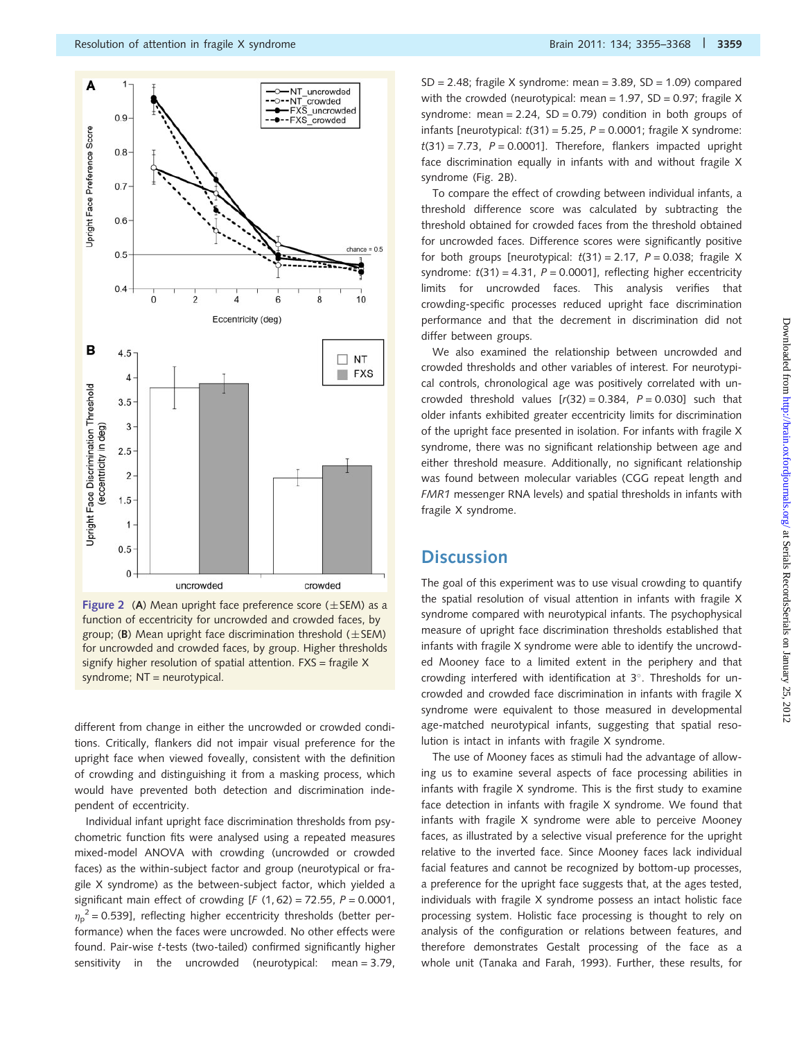Figure 2 (**A**) Mean upright face preference score (±SEM) as a function of eccentricity for uncrowded and crowded faces, by group; (**B**) Mean upright face discrimination threshold (±SEM) for uncrowded and crowded faces, by group. Higher thresholds signify higher resolution of spatial attention. FXS = fragile X syndrome; NT = neurotypical.

different from change in either the uncrowded or crowded conditions. Critically, flankers did not impair visual preference for the upright face when viewed foveally, consistent with the definition of crowding and distinguishing it from a masking process, which would have prevented both detection and discrimination independent of eccentricity.

Individual infant upright face discrimination thresholds from psychometric function fits were analysed using a repeated measures mixed-model ANOVA with crowding (uncrowded or crowded faces) as the within-subject factor and group (neurotypical or fragile X syndrome) as the between-subject factor, which yielded a significant main effect of crowding [$F$ (1, 62) = 72.55, $P$ = 0.0001, $\eta_p^2$ = 0.539], reflecting higher eccentricity thresholds (better performance) when the faces were uncrowded. No other effects were found. Pair-wise $t$-tests (two-tailed) confirmed significantly higher sensitivity in the uncrowded (neurotypical: mean = 3.79, SD = 2.48; fragile X syndrome: mean = 3.89, SD = 1.09) compared with the crowded (neurotypical: mean = 1.97, SD = 0.97; fragile X syndrome: mean = 2.24, SD = 0.79) condition in both groups of infants [neurotypical: $t$(31) = 5.25, $P$ = 0.0001; fragile X syndrome: $t$(31) = 7.73, $P$ = 0.0001]. Therefore, flankers impacted upright face discrimination equally in infants with and without fragile X syndrome (Fig. 2B).

To compare the effect of crowding between individual infants, a threshold difference score was calculated by subtracting the threshold obtained for crowded faces from the threshold obtained for uncrowded faces. Difference scores were significantly positive for both groups [neurotypical: $t$(31) = 2.17, $P$ = 0.038; fragile X syndrome: $t$(31) = 4.31, $P$ = 0.0001], reflecting higher eccentricity limits for uncrowded faces. This analysis verifies that crowding-specific processes reduced upright face discrimination performance and that the decrement in discrimination did not differ between groups.

We also examined the relationship between uncrowded and crowded thresholds and other variables of interest. For neurotypical controls, chronological age was positively correlated with uncrowded threshold values [$r$(32) = 0.384, $P$ = 0.030] such that older infants exhibited greater eccentricity limits for discrimination of the upright face presented in isolation. For infants with fragile X syndrome, there was no significant relationship between age and either threshold measure. Additionally, no significant relationship was found between molecular variables (CGG repeat length and *FMR1* messenger RNA levels) and spatial thresholds in infants with fragile X syndrome.

## Discussion

The goal of this experiment was to use visual crowding to quantify the spatial resolution of visual attention in infants with fragile X syndrome compared with neurotypical infants. The psychophysical measure of upright face discrimination thresholds established that infants with fragile X syndrome were able to identify the uncrowded Mooney face to a limited extent in the periphery and that crowding interfered with identification at 3°. Thresholds for uncrowded and crowded face discrimination in infants with fragile X syndrome were equivalent to those measured in developmental age-matched neurotypical infants, suggesting that spatial resolution is intact in infants with fragile X syndrome.

The use of Mooney faces as stimuli had the advantage of allowing us to examine several aspects of face processing abilities in infants with fragile X syndrome. This is the first study to examine face detection in infants with fragile X syndrome. We found that infants with fragile X syndrome were able to perceive Mooney faces, as illustrated by a selective visual preference for the upright relative to the inverted face. Since Mooney faces lack individual facial features and cannot be recognized by bottom-up processes, a preference for the upright face suggests that, at the ages tested, individuals with fragile X syndrome possess an intact holistic face processing system. Holistic face processing is thought to rely on analysis of the configuration or relations between features, and therefore demonstrates Gestalt processing of the face as a whole unit (Tanaka and Farah, 1993). Further, these results, for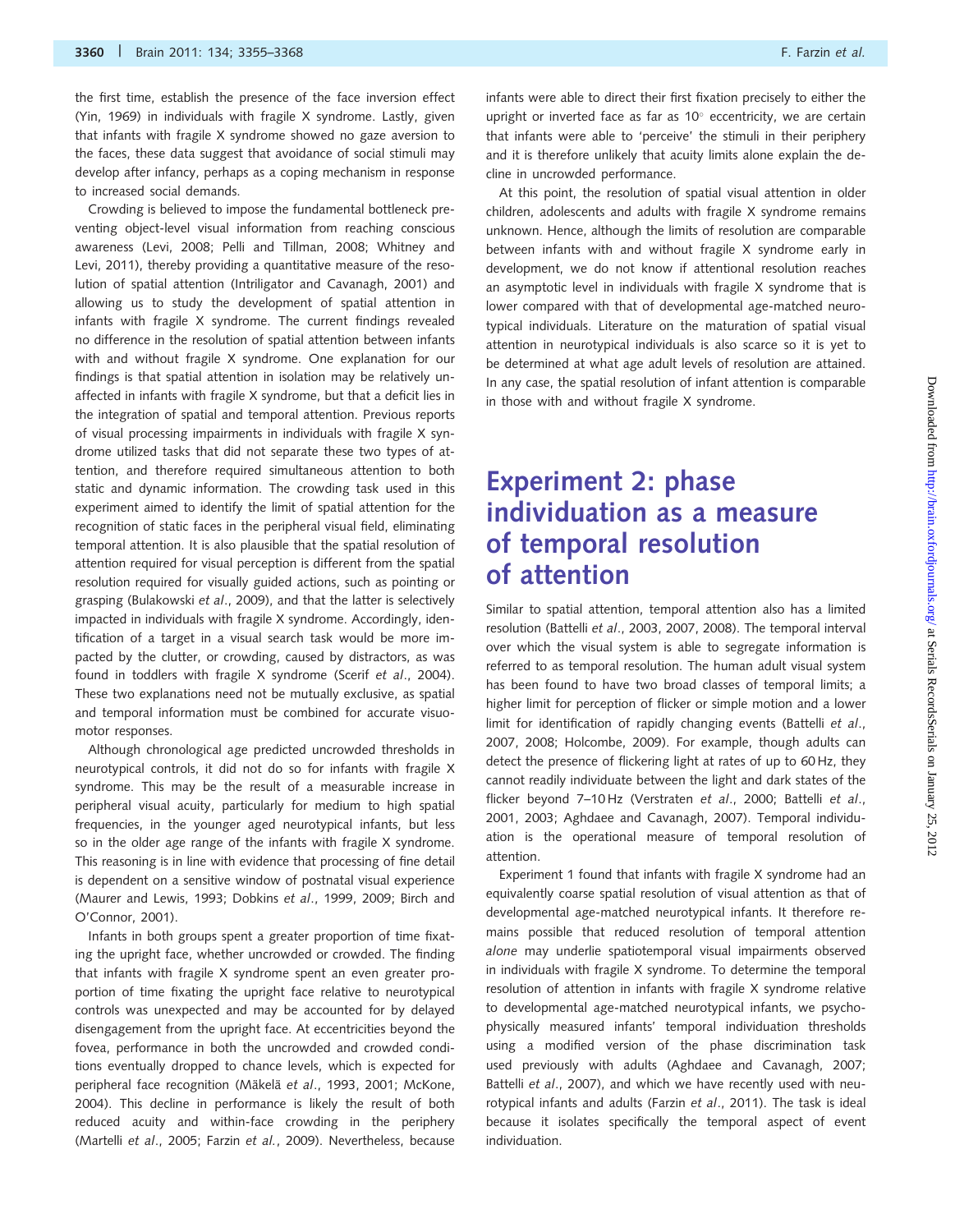the first time, establish the presence of the face inversion effect (Yin, 1969) in individuals with fragile X syndrome. Lastly, given that infants with fragile X syndrome showed no gaze aversion to the faces, these data suggest that avoidance of social stimuli may develop after infancy, perhaps as a coping mechanism in response to increased social demands.

Crowding is believed to impose the fundamental bottleneck preventing object-level visual information from reaching conscious awareness (Levi, 2008; Pelli and Tillman, 2008; Whitney and Levi, 2011), thereby providing a quantitative measure of the resolution of spatial attention (Intriligator and Cavanagh, 2001) and allowing us to study the development of spatial attention in infants with fragile X syndrome. The current findings revealed no difference in the resolution of spatial attention between infants with and without fragile X syndrome. One explanation for our findings is that spatial attention in isolation may be relatively unaffected in infants with fragile X syndrome, but that a deficit lies in the integration of spatial and temporal attention. Previous reports of visual processing impairments in individuals with fragile X syndrome utilized tasks that did not separate these two types of attention, and therefore required simultaneous attention to both static and dynamic information. The crowding task used in this experiment aimed to identify the limit of spatial attention for the recognition of static faces in the peripheral visual field, eliminating temporal attention. It is also plausible that the spatial resolution of attention required for visual perception is different from the spatial resolution required for visually guided actions, such as pointing or grasping (Bulakowski *et al*., 2009), and that the latter is selectively impacted in individuals with fragile X syndrome. Accordingly, identification of a target in a visual search task would be more impacted by the clutter, or crowding, caused by distractors, as was found in toddlers with fragile X syndrome (Scerif *et al*., 2004). These two explanations need not be mutually exclusive, as spatial and temporal information must be combined for accurate visuomotor responses.

Although chronological age predicted uncrowded thresholds in neurotypical controls, it did not do so for infants with fragile X syndrome. This may be the result of a measurable increase in peripheral visual acuity, particularly for medium to high spatial frequencies, in the younger aged neurotypical infants, but less so in the older age range of the infants with fragile X syndrome. This reasoning is in line with evidence that processing of fine detail is dependent on a sensitive window of postnatal visual experience (Maurer and Lewis, 1993; Dobkins *et al*., 1999, 2009; Birch and O'Connor, 2001).

Infants in both groups spent a greater proportion of time fixating the upright face, whether uncrowded or crowded. The finding that infants with fragile X syndrome spent an even greater proportion of time fixating the upright face relative to neurotypical controls was unexpected and may be accounted for by delayed disengagement from the upright face. At eccentricities beyond the fovea, performance in both the uncrowded and crowded conditions eventually dropped to chance levels, which is expected for peripheral face recognition (Mäkelä *et al*., 1993, 2001; McKone, 2004). This decline in performance is likely the result of both reduced acuity and within-face crowding in the periphery (Martelli *et al*., 2005; Farzin *et al.*, 2009). Nevertheless, because infants were able to direct their first fixation precisely to either the upright or inverted face as far as 10° eccentricity, we are certain that infants were able to 'perceive' the stimuli in their periphery and it is therefore unlikely that acuity limits alone explain the decline in uncrowded performance.

At this point, the resolution of spatial visual attention in older children, adolescents and adults with fragile X syndrome remains unknown. Hence, although the limits of resolution are comparable between infants with and without fragile X syndrome early in development, we do not know if attentional resolution reaches an asymptotic level in individuals with fragile X syndrome that is lower compared with that of developmental age-matched neurotypical individuals. Literature on the maturation of spatial visual attention in neurotypical individuals is also scarce so it is yet to be determined at what age adult levels of resolution are attained. In any case, the spatial resolution of infant attention is comparable in those with and without fragile X syndrome.

# Experiment 2: phase individuation as a measure of temporal resolution of attention

Similar to spatial attention, temporal attention also has a limited resolution (Battelli *et al*., 2003, 2007, 2008). The temporal interval over which the visual system is able to segregate information is referred to as temporal resolution. The human adult visual system has been found to have two broad classes of temporal limits; a higher limit for perception of flicker or simple motion and a lower limit for identification of rapidly changing events (Battelli *et al*., 2007, 2008; Holcombe, 2009). For example, though adults can detect the presence of flickering light at rates of up to 60 Hz, they cannot readily individuate between the light and dark states of the flicker beyond 7–10 Hz (Verstraten *et al*., 2000; Battelli *et al*., 2001, 2003; Aghdaee and Cavanagh, 2007). Temporal individuation is the operational measure of temporal resolution of attention.

Experiment 1 found that infants with fragile X syndrome had an equivalently coarse spatial resolution of visual attention as that of developmental age-matched neurotypical infants. It therefore remains possible that reduced resolution of temporal attention *alone* may underlie spatiotemporal visual impairments observed in individuals with fragile X syndrome. To determine the temporal resolution of attention in infants with fragile X syndrome relative to developmental age-matched neurotypical infants, we psychophysically measured infants' temporal individuation thresholds using a modified version of the phase discrimination task used previously with adults (Aghdaee and Cavanagh, 2007; Battelli *et al*., 2007), and which we have recently used with neurotypical infants and adults (Farzin *et al*., 2011). The task is ideal because it isolates specifically the temporal aspect of event individuation.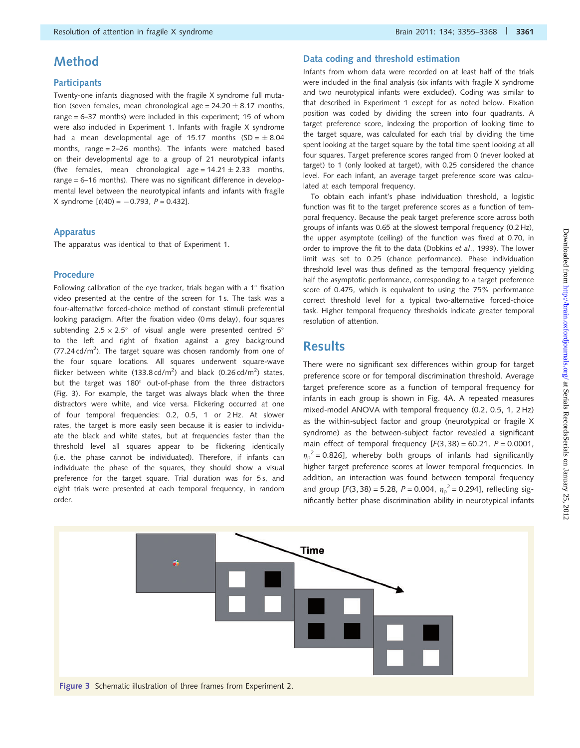# Method

## Participants

Twenty-one infants diagnosed with the fragile X syndrome full mutation (seven females, mean chronological age = 24.20 ± 8.17 months, range = 6–37 months) were included in this experiment; 15 of whom were also included in Experiment 1. Infants with fragile X syndrome had a mean developmental age of 15.17 months (SD = ± 8.04 months, range = 2–26 months). The infants were matched based on their developmental age to a group of 21 neurotypical infants (five females, mean chronological age = 14.21 ± 2.33 months, range = 6–16 months). There was no significant difference in developmental level between the neurotypical infants and infants with fragile X syndrome [$t(40) = -0.793$, $P = 0.432$].

## Apparatus

The apparatus was identical to that of Experiment 1.

## Procedure

Following calibration of the eye tracker, trials began with a 1° fixation video presented at the centre of the screen for 1 s. The task was a four-alternative forced-choice method of constant stimuli preferential looking paradigm. After the fixation video (0 ms delay), four squares subtending 2.5 × 2.5° of visual angle were presented centred 5° to the left and right of fixation against a grey background (77.24 cd/m$^2$). The target square was chosen randomly from one of the four square locations. All squares underwent square-wave flicker between white (133.8 cd/m$^2$) and black (0.26 cd/m$^2$) states, but the target was 180° out-of-phase from the three distractors (Fig. 3). For example, the target was always black when the three distractors were white, and vice versa. Flickering occurred at one of four temporal frequencies: 0.2, 0.5, 1 or 2 Hz. At slower rates, the target is more easily seen because it is easier to individuate the black and white states, but at frequencies faster than the threshold level all squares appear to be flickering identically (i.e. the phase cannot be individuated). Therefore, if infants can individuate the phase of the squares, they should show a visual preference for the target square. Trial duration was for 5 s, and eight trials were presented at each temporal frequency, in random order.

## Data coding and threshold estimation

Infants from whom data were recorded on at least half of the trials were included in the final analysis (six infants with fragile X syndrome and two neurotypical infants were excluded). Coding was similar to that described in Experiment 1 except for as noted below. Fixation position was coded by dividing the screen into four quadrants. A target preference score, indexing the proportion of looking time to the target square, was calculated for each trial by dividing the time spent looking at the target square by the total time spent looking at all four squares. Target preference scores ranged from 0 (never looked at target) to 1 (only looked at target), with 0.25 considered the chance level. For each infant, an average target preference score was calculated at each temporal frequency.

To obtain each infant's phase individuation threshold, a logistic function was fit to the target preference scores as a function of temporal frequency. Because the peak target preference score across both groups of infants was 0.65 at the slowest temporal frequency (0.2 Hz), the upper asymptote (ceiling) of the function was fixed at 0.70, in order to improve the fit to the data (Dobkins *et al.*, 1999). The lower limit was set to 0.25 (chance performance). Phase individuation threshold level was thus defined as the temporal frequency yielding half the asymptotic performance, corresponding to a target preference score of 0.475, which is equivalent to using the 75% performance correct threshold level for a typical two-alternative forced-choice task. Higher temporal frequency thresholds indicate greater temporal resolution of attention.

# Results

There were no significant sex differences within group for target preference score or for temporal discrimination threshold. Average target preference score as a function of temporal frequency for infants in each group is shown in Fig. 4A. A repeated measures mixed-model ANOVA with temporal frequency (0.2, 0.5, 1, 2 Hz) as the within-subject factor and group (neurotypical or fragile X syndrome) as the between-subject factor revealed a significant main effect of temporal frequency [$F(3, 38) = 60.21$, $P = 0.0001$, $\eta_p^2 = 0.826$], whereby both groups of infants had significantly higher target preference scores at lower temporal frequencies. In addition, an interaction was found between temporal frequency and group [$F(3, 38) = 5.28$, $P = 0.004$, $\eta_p^2 = 0.294$], reflecting significantly better phase discrimination ability in neurotypical infants

**Figure 3** Schematic illustration of three frames from Experiment 2.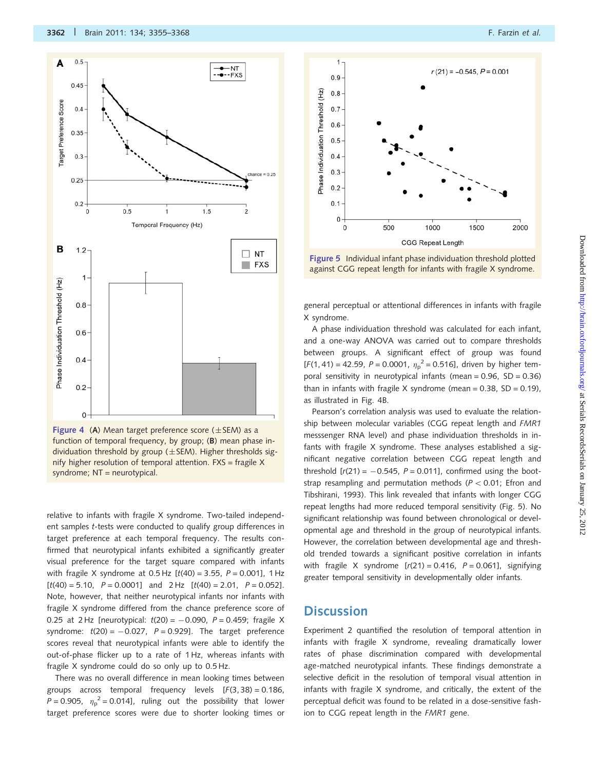Figure 4 (A) Mean target preference score (±SEM) as a function of temporal frequency, by group; (B) mean phase individuation threshold by group (±SEM). Higher thresholds signify higher resolution of temporal attention. FXS = fragile X syndrome; NT = neurotypical.

relative to infants with fragile X syndrome. Two-tailed independent samples t-tests were conducted to qualify group differences in target preference at each temporal frequency. The results confirmed that neurotypical infants exhibited a significantly greater visual preference for the target square compared with infants with fragile X syndrome at 0.5 Hz [$t(40) = 3.55$, $P = 0.001$], 1 Hz [$t(40) = 5.10$, $P = 0.0001$] and 2 Hz [$t(40) = 2.01$, $P = 0.052$]. Note, however, that neither neurotypical infants nor infants with fragile X syndrome differed from the chance preference score of 0.25 at 2 Hz [neurotypical: $t(20) = -0.090$, $P = 0.459$; fragile X syndrome: $t(20) = -0.027$, $P = 0.929$]. The target preference scores reveal that neurotypical infants were able to identify the out-of-phase flicker up to a rate of 1 Hz, whereas infants with fragile X syndrome could do so only up to 0.5 Hz.

There was no overall difference in mean looking times between groups across temporal frequency levels [$F(3,38) = 0.186$, $P = 0.905$, $\eta_p^2 = 0.014$], ruling out the possibility that lower target preference scores were due to shorter looking times or general perceptual or attentional differences in infants with fragile X syndrome.

Figure 5 Individual infant phase individuation threshold plotted against CGG repeat length for infants with fragile X syndrome.

A phase individuation threshold was calculated for each infant, and a one-way ANOVA was carried out to compare thresholds between groups. A significant effect of group was found [$F(1, 41) = 42.59$, $P = 0.0001$, $\eta_p^2 = 0.516$], driven by higher temporal sensitivity in neurotypical infants (mean = 0.96, SD = 0.36) than in infants with fragile X syndrome (mean = 0.38, SD = 0.19), as illustrated in Fig. 4B.

Pearson's correlation analysis was used to evaluate the relationship between molecular variables (CGG repeat length and *FMR1* messsenger RNA level) and phase individuation thresholds in infants with fragile X syndrome. These analyses established a significant negative correlation between CGG repeat length and threshold [$r(21) = -0.545$, $P = 0.011$], confirmed using the bootstrap resampling and permutation methods ($P < 0.01$; Efron and Tibshirani, 1993). This link revealed that infants with longer CGG repeat lengths had more reduced temporal sensitivity (Fig. 5). No significant relationship was found between chronological or developmental age and threshold in the group of neurotypical infants. However, the correlation between developmental age and threshold trended towards a significant positive correlation in infants with fragile X syndrome [$r(21) = 0.416$, $P = 0.061$], signifying greater temporal sensitivity in developmentally older infants.

## Discussion

Experiment 2 quantified the resolution of temporal attention in infants with fragile X syndrome, revealing dramatically lower rates of phase discrimination compared with developmental age-matched neurotypical infants. These findings demonstrate a selective deficit in the resolution of temporal visual attention in infants with fragile X syndrome, and critically, the extent of the perceptual deficit was found to be related in a dose-sensitive fashion to CGG repeat length in the *FMR1* gene.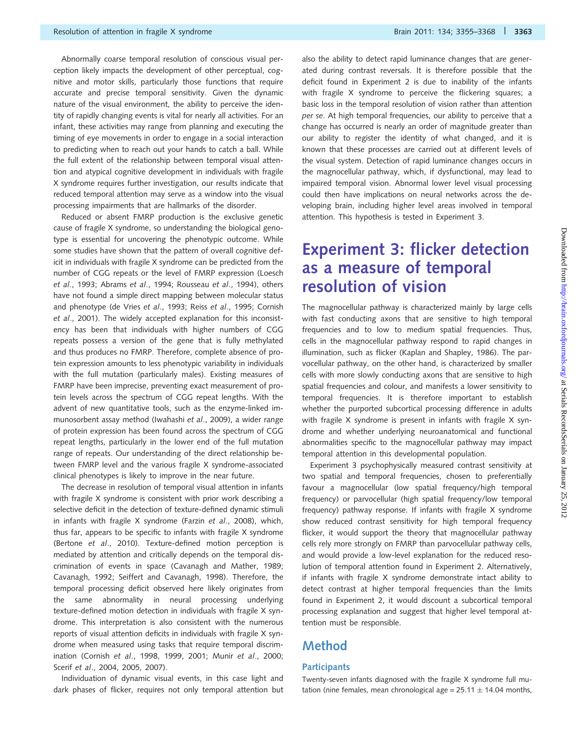Abnormally coarse temporal resolution of conscious visual perception likely impacts the development of other perceptual, cognitive and motor skills, particularly those functions that require accurate and precise temporal sensitivity. Given the dynamic nature of the visual environment, the ability to perceive the identity of rapidly changing events is vital for nearly all activities. For an infant, these activities may range from planning and executing the timing of eye movements in order to engage in a social interaction to predicting when to reach out your hands to catch a ball. While the full extent of the relationship between temporal visual attention and atypical cognitive development in individuals with fragile X syndrome requires further investigation, our results indicate that reduced temporal attention may serve as a window into the visual processing impairments that are hallmarks of the disorder.

Reduced or absent FMRP production is the exclusive genetic cause of fragile X syndrome, so understanding the biological genotype is essential for uncovering the phenotypic outcome. While some studies have shown that the pattern of overall cognitive deficit in individuals with fragile X syndrome can be predicted from the number of CGG repeats or the level of FMRP expression (Loesch *et al*., 1993; Abrams *et al*., 1994; Rousseau *et al*., 1994), others have not found a simple direct mapping between molecular status and phenotype (de Vries *et al*., 1993; Reiss *et al*., 1995; Cornish *et al*., 2001). The widely accepted explanation for this inconsistency has been that individuals with higher numbers of CGG repeats possess a version of the gene that is fully methylated and thus produces no FMRP. Therefore, complete absence of protein expression amounts to less phenotypic variability in individuals with the full mutation (particularly males). Existing measures of FMRP have been imprecise, preventing exact measurement of protein levels across the spectrum of CGG repeat lengths. With the advent of new quantitative tools, such as the enzyme-linked immunosorbent assay method (Iwahashi *et al*., 2009), a wider range of protein expression has been found across the spectrum of CGG repeat lengths, particularly in the lower end of the full mutation range of repeats. Our understanding of the direct relationship between FMRP level and the various fragile X syndrome-associated clinical phenotypes is likely to improve in the near future.

The decrease in resolution of temporal visual attention in infants with fragile X syndrome is consistent with prior work describing a selective deficit in the detection of texture-defined dynamic stimuli in infants with fragile X syndrome (Farzin *et al*., 2008), which, thus far, appears to be specific to infants with fragile X syndrome (Bertone *et al*., 2010). Texture-defined motion perception is mediated by attention and critically depends on the temporal discrimination of events in space (Cavanagh and Mather, 1989; Cavanagh, 1992; Seiffert and Cavanagh, 1998). Therefore, the temporal processing deficit observed here likely originates from the same abnormality in neural processing underlying texture-defined motion detection in individuals with fragile X syndrome. This interpretation is also consistent with the numerous reports of visual attention deficits in individuals with fragile X syndrome when measured using tasks that require temporal discrimination (Cornish *et al*., 1998, 1999, 2001; Munir *et al*., 2000; Scerif *et al*., 2004, 2005, 2007).

Individuation of dynamic visual events, in this case light and dark phases of flicker, requires not only temporal attention but also the ability to detect rapid luminance changes that are generated during contrast reversals. It is therefore possible that the deficit found in Experiment 2 is due to inability of the infants with fragile X syndrome to perceive the flickering squares; a basic loss in the temporal resolution of vision rather than attention *per se*. At high temporal frequencies, our ability to perceive that a change has occurred is nearly an order of magnitude greater than our ability to register the identity of what changed, and it is known that these processes are carried out at different levels of the visual system. Detection of rapid luminance changes occurs in the magnocellular pathway, which, if dysfunctional, may lead to impaired temporal vision. Abnormal lower level visual processing could then have implications on neural networks across the developing brain, including higher level areas involved in temporal attention. This hypothesis is tested in Experiment 3.

# Experiment 3: flicker detection as a measure of temporal resolution of vision

The magnocellular pathway is characterized mainly by large cells with fast conducting axons that are sensitive to high temporal frequencies and to low to medium spatial frequencies. Thus, cells in the magnocellular pathway respond to rapid changes in illumination, such as flicker (Kaplan and Shapley, 1986). The parvocellular pathway, on the other hand, is characterized by smaller cells with more slowly conducting axons that are sensitive to high spatial frequencies and colour, and manifests a lower sensitivity to temporal frequencies. It is therefore important to establish whether the purported subcortical processing difference in adults with fragile X syndrome is present in infants with fragile X syndrome and whether underlying neuroanatomical and functional abnormalities specific to the magnocellular pathway may impact temporal attention in this developmental population.

Experiment 3 psychophysically measured contrast sensitivity at two spatial and temporal frequencies, chosen to preferentially favour a magnocellular (low spatial frequency/high temporal frequency) or parvocellular (high spatial frequency/low temporal frequency) pathway response. If infants with fragile X syndrome show reduced contrast sensitivity for high temporal frequency flicker, it would support the theory that magnocellular pathway cells rely more strongly on FMRP than parvocellular pathway cells, and would provide a low-level explanation for the reduced resolution of temporal attention found in Experiment 2. Alternatively, if infants with fragile X syndrome demonstrate intact ability to detect contrast at higher temporal frequencies than the limits found in Experiment 2, it would discount a subcortical temporal processing explanation and suggest that higher level temporal attention must be responsible.

## Method

### Participants

Twenty-seven infants diagnosed with the fragile X syndrome full mutation (nine females, mean chronological age = 25.11 ± 14.04 months,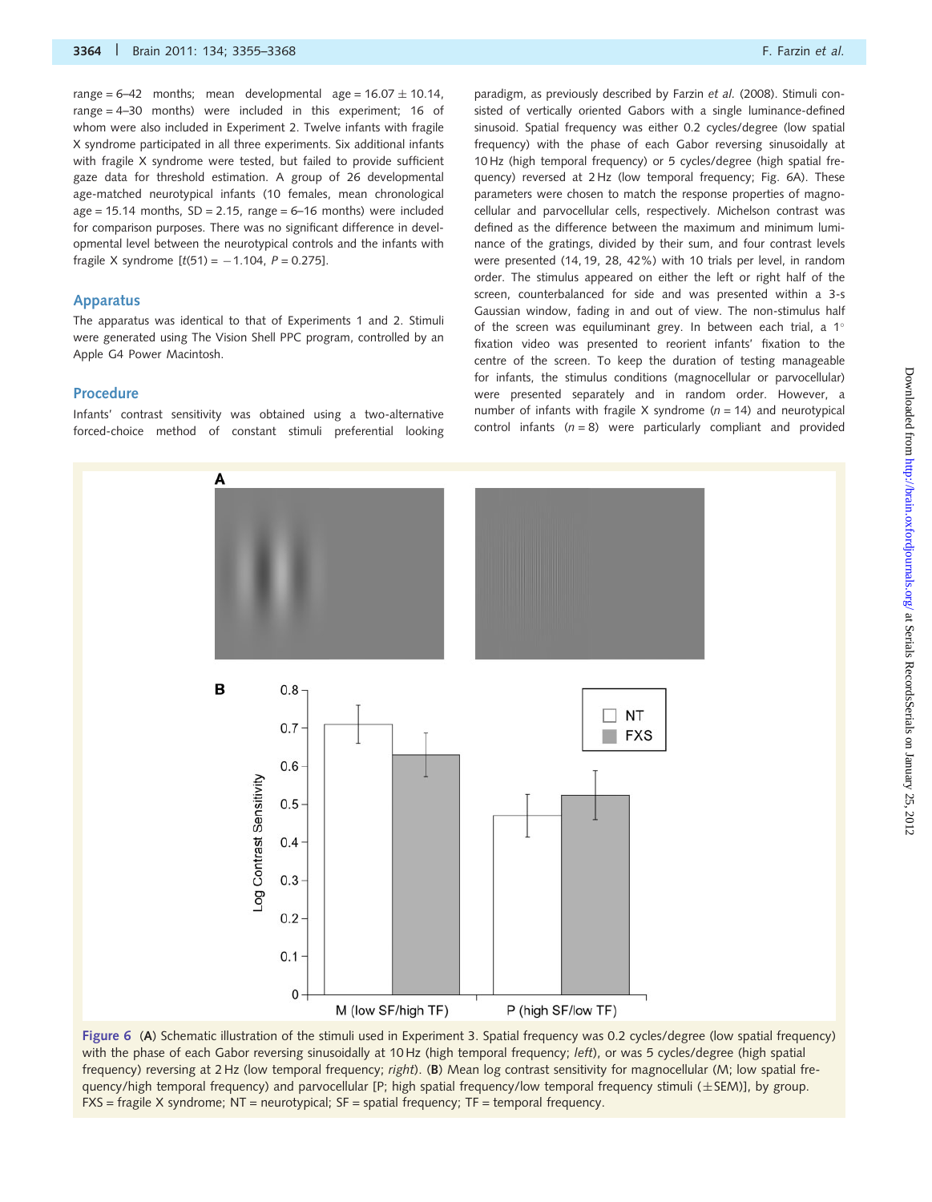range = 6–42 months; mean developmental age = 16.07 ± 10.14, range = 4–30 months) were included in this experiment; 16 of whom were also included in Experiment 2. Twelve infants with fragile X syndrome participated in all three experiments. Six additional infants with fragile X syndrome were tested, but failed to provide sufficient gaze data for threshold estimation. A group of 26 developmental age-matched neurotypical infants (10 females, mean chronological age = 15.14 months, SD = 2.15, range = 6–16 months) were included for comparison purposes. There was no significant difference in developmental level between the neurotypical controls and the infants with fragile X syndrome [$t(51) = -1.104$, $P = 0.275$].

## Apparatus

The apparatus was identical to that of Experiments 1 and 2. Stimuli were generated using The Vision Shell PPC program, controlled by an Apple G4 Power Macintosh.

## Procedure

Infants' contrast sensitivity was obtained using a two-alternative forced-choice method of constant stimuli preferential looking paradigm, as previously described by Farzin *et al.* (2008). Stimuli consisted of vertically oriented Gabors with a single luminance-defined sinusoid. Spatial frequency was either 0.2 cycles/degree (low spatial frequency) with the phase of each Gabor reversing sinusoidally at 10 Hz (high temporal frequency) or 5 cycles/degree (high spatial frequency) reversed at 2 Hz (low temporal frequency; Fig. 6A). These parameters were chosen to match the response properties of magnocellular and parvocellular cells, respectively. Michelson contrast was defined as the difference between the maximum and minimum luminance of the gratings, divided by their sum, and four contrast levels were presented (14, 19, 28, 42%) with 10 trials per level, in random order. The stimulus appeared on either the left or right half of the screen, counterbalanced for side and was presented within a 3-s Gaussian window, fading in and out of view. The non-stimulus half of the screen was equiluminant grey. In between each trial, a 1° fixation video was presented to reorient infants' fixation to the centre of the screen. To keep the duration of testing manageable for infants, the stimulus conditions (magnocellular or parvocellular) were presented separately and in random order. However, a number of infants with fragile X syndrome ($n = 14$) and neurotypical control infants ($n = 8$) were particularly compliant and provided

**Figure 6** (**A**) Schematic illustration of the stimuli used in Experiment 3. Spatial frequency was 0.2 cycles/degree (low spatial frequency) with the phase of each Gabor reversing sinusoidally at 10 Hz (high temporal frequency; *left*), or was 5 cycles/degree (high spatial frequency) reversing at 2 Hz (low temporal frequency; *right*). (**B**) Mean log contrast sensitivity for magnocellular (M; low spatial frequency/high temporal frequency) and parvocellular [P; high spatial frequency/low temporal frequency stimuli (±SEM)], by group. FXS = fragile X syndrome; NT = neurotypical; SF = spatial frequency; TF = temporal frequency.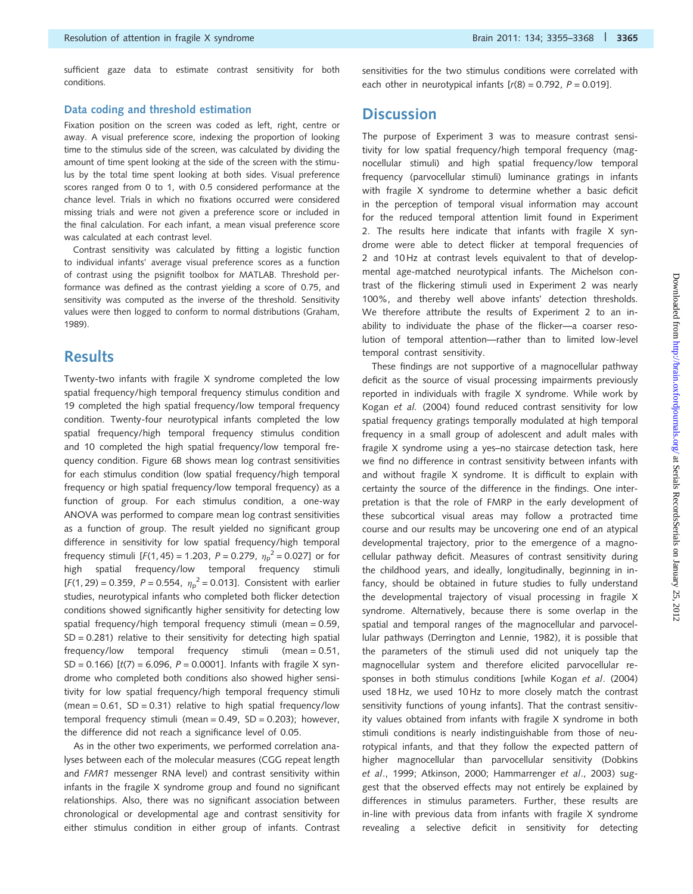sufficient gaze data to estimate contrast sensitivity for both conditions.

### Data coding and threshold estimation

Fixation position on the screen was coded as left, right, centre or away. A visual preference score, indexing the proportion of looking time to the stimulus side of the screen, was calculated by dividing the amount of time spent looking at the side of the screen with the stimulus by the total time spent looking at both sides. Visual preference scores ranged from 0 to 1, with 0.5 considered performance at the chance level. Trials in which no fixations occurred were considered missing trials and were not given a preference score or included in the final calculation. For each infant, a mean visual preference score was calculated at each contrast level.

Contrast sensitivity was calculated by fitting a logistic function to individual infants' average visual preference scores as a function of contrast using the psignifit toolbox for MATLAB. Threshold performance was defined as the contrast yielding a score of 0.75, and sensitivity was computed as the inverse of the threshold. Sensitivity values were then logged to conform to normal distributions (Graham, 1989).

## Results

Twenty-two infants with fragile X syndrome completed the low spatial frequency/high temporal frequency stimulus condition and 19 completed the high spatial frequency/low temporal frequency condition. Twenty-four neurotypical infants completed the low spatial frequency/high temporal frequency stimulus condition and 10 completed the high spatial frequency/low temporal frequency condition. Figure 6B shows mean log contrast sensitivities for each stimulus condition (low spatial frequency/high temporal frequency or high spatial frequency/low temporal frequency) as a function of group. For each stimulus condition, a one-way ANOVA was performed to compare mean log contrast sensitivities as a function of group. The result yielded no significant group difference in sensitivity for low spatial frequency/high temporal frequency stimuli [$F(1, 45) = 1.203$, $P = 0.279$, $\eta_p^2 = 0.027$] or for high spatial frequency/low temporal frequency stimuli [$F(1, 29) = 0.359$, $P = 0.554$, $\eta_p^2 = 0.013$]. Consistent with earlier studies, neurotypical infants who completed both flicker detection conditions showed significantly higher sensitivity for detecting low spatial frequency/high temporal frequency stimuli (mean = 0.59, SD = 0.281) relative to their sensitivity for detecting high spatial frequency/low temporal frequency stimuli (mean = 0.51, SD = 0.166) [$t(7) = 6.096$, $P = 0.0001$]. Infants with fragile X syndrome who completed both conditions also showed higher sensitivity for low spatial frequency/high temporal frequency stimuli (mean = 0.61, SD = 0.31) relative to high spatial frequency/low temporal frequency stimuli (mean = 0.49, SD = 0.203); however, the difference did not reach a significance level of 0.05.

As in the other two experiments, we performed correlation analyses between each of the molecular measures (CGG repeat length and *FMR1* messenger RNA level) and contrast sensitivity within infants in the fragile X syndrome group and found no significant relationships. Also, there was no significant association between chronological or developmental age and contrast sensitivity for either stimulus condition in either group of infants. Contrast sensitivities for the two stimulus conditions were correlated with each other in neurotypical infants [$r(8) = 0.792$, $P = 0.019$].

## Discussion

The purpose of Experiment 3 was to measure contrast sensitivity for low spatial frequency/high temporal frequency (magnocellular stimuli) and high spatial frequency/low temporal frequency (parvocellular stimuli) luminance gratings in infants with fragile X syndrome to determine whether a basic deficit in the perception of temporal visual information may account for the reduced temporal attention limit found in Experiment 2. The results here indicate that infants with fragile X syndrome were able to detect flicker at temporal frequencies of 2 and 10 Hz at contrast levels equivalent to that of developmental age-matched neurotypical infants. The Michelson contrast of the flickering stimuli used in Experiment 2 was nearly 100%, and thereby well above infants' detection thresholds. We therefore attribute the results of Experiment 2 to an inability to individuate the phase of the flicker—a coarser resolution of temporal attention—rather than to limited low-level temporal contrast sensitivity.

These findings are not supportive of a magnocellular pathway deficit as the source of visual processing impairments previously reported in individuals with fragile X syndrome. While work by Kogan *et al.* (2004) found reduced contrast sensitivity for low spatial frequency gratings temporally modulated at high temporal frequency in a small group of adolescent and adult males with fragile X syndrome using a yes–no staircase detection task, here we find no difference in contrast sensitivity between infants with and without fragile X syndrome. It is difficult to explain with certainty the source of the difference in the findings. One interpretation is that the role of FMRP in the early development of these subcortical visual areas may follow a protracted time course and our results may be uncovering one end of an atypical developmental trajectory, prior to the emergence of a magnocellular pathway deficit. Measures of contrast sensitivity during the childhood years, and ideally, longitudinally, beginning in infancy, should be obtained in future studies to fully understand the developmental trajectory of visual processing in fragile X syndrome. Alternatively, because there is some overlap in the spatial and temporal ranges of the magnocellular and parvocellular pathways (Derrington and Lennie, 1982), it is possible that the parameters of the stimuli used did not uniquely tap the magnocellular system and therefore elicited parvocellular responses in both stimulus conditions [while Kogan *et al*. (2004) used 18 Hz, we used 10 Hz to more closely match the contrast sensitivity functions of young infants]. That the contrast sensitivity values obtained from infants with fragile X syndrome in both stimuli conditions is nearly indistinguishable from those of neurotypical infants, and that they follow the expected pattern of higher magnocellular than parvocellular sensitivity (Dobkins *et al*., 1999; Atkinson, 2000; Hammarrenger *et al*., 2003) suggest that the observed effects may not entirely be explained by differences in stimulus parameters. Further, these results are in-line with previous data from infants with fragile X syndrome revealing a selective deficit in sensitivity for detecting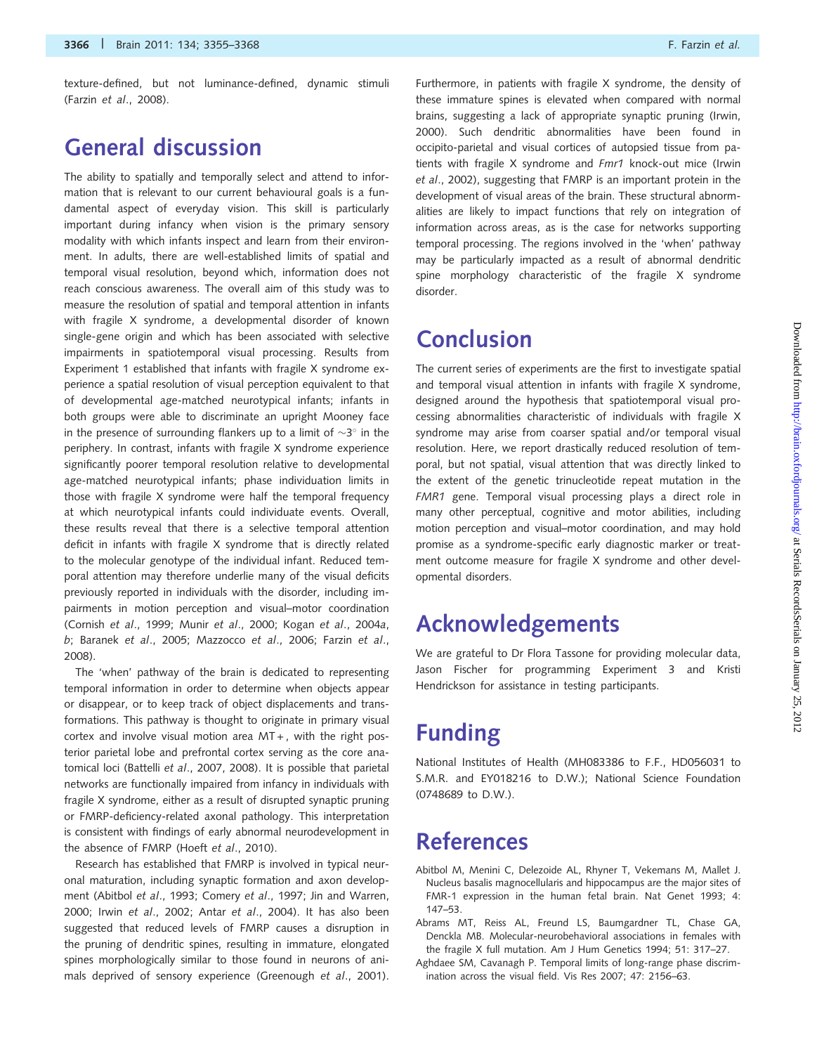texture-defined, but not luminance-defined, dynamic stimuli (Farzin *et al*., 2008).

## General discussion

The ability to spatially and temporally select and attend to information that is relevant to our current behavioural goals is a fundamental aspect of everyday vision. This skill is particularly important during infancy when vision is the primary sensory modality with which infants inspect and learn from their environment. In adults, there are well-established limits of spatial and temporal visual resolution, beyond which, information does not reach conscious awareness. The overall aim of this study was to measure the resolution of spatial and temporal attention in infants with fragile X syndrome, a developmental disorder of known single-gene origin and which has been associated with selective impairments in spatiotemporal visual processing. Results from Experiment 1 established that infants with fragile X syndrome experience a spatial resolution of visual perception equivalent to that of developmental age-matched neurotypical infants; infants in both groups were able to discriminate an upright Mooney face in the presence of surrounding flankers up to a limit of $\sim 3^{\circ}$ in the periphery. In contrast, infants with fragile X syndrome experience significantly poorer temporal resolution relative to developmental age-matched neurotypical infants; phase individuation limits in those with fragile X syndrome were half the temporal frequency at which neurotypical infants could individuate events. Overall, these results reveal that there is a selective temporal attention deficit in infants with fragile X syndrome that is directly related to the molecular genotype of the individual infant. Reduced temporal attention may therefore underlie many of the visual deficits previously reported in individuals with the disorder, including impairments in motion perception and visual–motor coordination (Cornish *et al*., 1999; Munir *et al*., 2000; Kogan *et al*., 2004a, *b*; Baranek *et al*., 2005; Mazzocco *et al*., 2006; Farzin *et al*., 2008).

The 'when' pathway of the brain is dedicated to representing temporal information in order to determine when objects appear or disappear, or to keep track of object displacements and transformations. This pathway is thought to originate in primary visual cortex and involve visual motion area MT+, with the right posterior parietal lobe and prefrontal cortex serving as the core anatomical loci (Battelli *et al*., 2007, 2008). It is possible that parietal networks are functionally impaired from infancy in individuals with fragile X syndrome, either as a result of disrupted synaptic pruning or FMRP-deficiency-related axonal pathology. This interpretation is consistent with findings of early abnormal neurodevelopment in the absence of FMRP (Hoeft *et al*., 2010).

Research has established that FMRP is involved in typical neuronal maturation, including synaptic formation and axon development (Abitbol *et al*., 1993; Comery *et al*., 1997; Jin and Warren, 2000; Irwin *et al*., 2002; Antar *et al*., 2004). It has also been suggested that reduced levels of FMRP causes a disruption in the pruning of dendritic spines, resulting in immature, elongated spines morphologically similar to those found in neurons of animals deprived of sensory experience (Greenough *et al*., 2001). Furthermore, in patients with fragile X syndrome, the density of these immature spines is elevated when compared with normal brains, suggesting a lack of appropriate synaptic pruning (Irwin, 2000). Such dendritic abnormalities have been found in occipito-parietal and visual cortices of autopsied tissue from patients with fragile X syndrome and *Fmr1* knock-out mice (Irwin *et al*., 2002), suggesting that FMRP is an important protein in the development of visual areas of the brain. These structural abnormalities are likely to impact functions that rely on integration of information across areas, as is the case for networks supporting temporal processing. The regions involved in the 'when' pathway may be particularly impacted as a result of abnormal dendritic spine morphology characteristic of the fragile X syndrome disorder.

## Conclusion

The current series of experiments are the first to investigate spatial and temporal visual attention in infants with fragile X syndrome, designed around the hypothesis that spatiotemporal visual processing abnormalities characteristic of individuals with fragile X syndrome may arise from coarser spatial and/or temporal visual resolution. Here, we report drastically reduced resolution of temporal, but not spatial, visual attention that was directly linked to the extent of the genetic trinucleotide repeat mutation in the *FMR1* gene. Temporal visual processing plays a direct role in many other perceptual, cognitive and motor abilities, including motion perception and visual–motor coordination, and may hold promise as a syndrome-specific early diagnostic marker or treatment outcome measure for fragile X syndrome and other developmental disorders.

## Acknowledgements

We are grateful to Dr Flora Tassone for providing molecular data, Jason Fischer for programming Experiment 3 and Kristi Hendrickson for assistance in testing participants.

## Funding

National Institutes of Health (MH083386 to F.F., HD056031 to S.M.R. and EY018216 to D.W.); National Science Foundation (0748689 to D.W.).

## References

Abitbol M, Menini C, Delezoide AL, Rhyner T, Vekemans M, Mallet J. Nucleus basalis magnocellularis and hippocampus are the major sites of FMR-1 expression in the human fetal brain. Nat Genet 1993; 4: 147–53.

Abrams MT, Reiss AL, Freund LS, Baumgardner TL, Chase GA, Denckla MB. Molecular-neurobehavioral associations in females with the fragile X full mutation. Am J Hum Genetics 1994; 51: 317–27.

Aghdaee SM, Cavanagh P. Temporal limits of long-range phase discrimination across the visual field. Vis Res 2007; 47: 2156–63.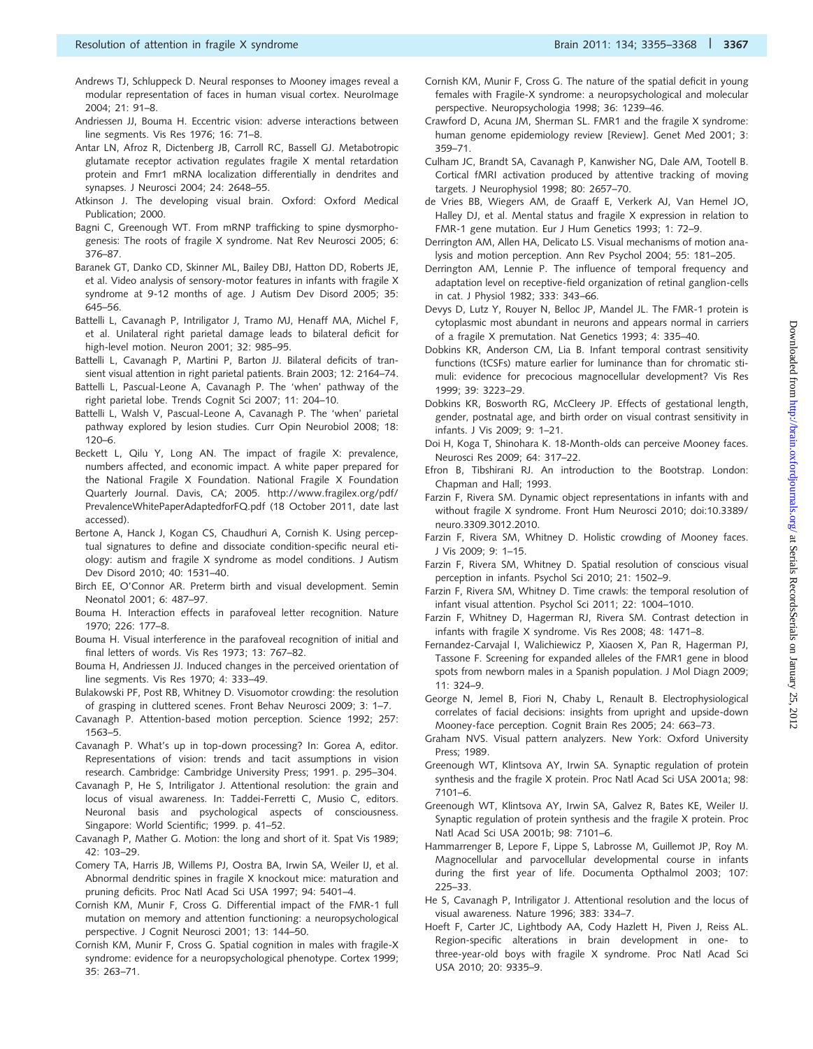Andrews TJ, Schluppeck D. Neural responses to Mooney images reveal a modular representation of faces in human visual cortex. NeuroImage 2004; 21: 91–8.

Andriessen JJ, Bouma H. Eccentric vision: adverse interactions between line segments. Vis Res 1976; 16: 71–8.

Antar LN, Afroz R, Dictenberg JB, Carroll RC, Bassell GJ. Metabotropic glutamate receptor activation regulates fragile X mental retardation protein and Fmr1 mRNA localization differentially in dendrites and synapses. J Neurosci 2004; 24: 2648–55.

Atkinson J. The developing visual brain. Oxford: Oxford Medical Publication; 2000.

Bagni C, Greenough WT. From mRNP trafficking to spine dysmorphogenesis: The roots of fragile X syndrome. Nat Rev Neurosci 2005; 6: 376–87.

Baranek GT, Danko CD, Skinner ML, Bailey DBJ, Hatton DD, Roberts JE, et al. Video analysis of sensory-motor features in infants with fragile X syndrome at 9-12 months of age. J Autism Dev Disord 2005; 35: 645–56.

Battelli L, Cavanagh P, Intriligator J, Tramo MJ, Henaff MA, Michel F, et al. Unilateral right parietal damage leads to bilateral deficit for high-level motion. Neuron 2001; 32: 985–95.

Battelli L, Cavanagh P, Martini P, Barton JJ. Bilateral deficits of transient visual attention in right parietal patients. Brain 2003; 12: 2164–74.

Battelli L, Pascual-Leone A, Cavanagh P. The 'when' pathway of the right parietal lobe. Trends Cognit Sci 2007; 11: 204–10.

Battelli L, Walsh V, Pascual-Leone A, Cavanagh P. The 'when' parietal pathway explored by lesion studies. Curr Opin Neurobiol 2008; 18: 120–6.

Beckett L, Qilu Y, Long AN. The impact of fragile X: prevalence, numbers affected, and economic impact. A white paper prepared for the National Fragile X Foundation. National Fragile X Foundation Quarterly Journal. Davis, CA; 2005. http://www.fragilex.org/pdf/PrevalenceWhitePaperAdaptedforFQ.pdf (18 October 2011, date last accessed).

Bertone A, Hanck J, Kogan CS, Chaudhuri A, Cornish K. Using perceptual signatures to define and dissociate condition-specific neural etiology: autism and fragile X syndrome as model conditions. J Autism Dev Disord 2010; 40: 1531–40.

Birch EE, O'Connor AR. Preterm birth and visual development. Semin Neonatol 2001; 6: 487–97.

Bouma H. Interaction effects in parafoveal letter recognition. Nature 1970; 226: 177–8.

Bouma H. Visual interference in the parafoveal recognition of initial and final letters of words. Vis Res 1973; 13: 767–82.

Bouma H, Andriessen JJ. Induced changes in the perceived orientation of line segments. Vis Res 1970; 4: 333–49.

Bulakowski PF, Post RB, Whitney D. Visuomotor crowding: the resolution of grasping in cluttered scenes. Front Behav Neurosci 2009; 3: 1–7.

Cavanagh P. Attention-based motion perception. Science 1992; 257: 1563–5.

Cavanagh P. What's up in top-down processing? In: Gorea A, editor. Representations of vision: trends and tacit assumptions in vision research. Cambridge: Cambridge University Press; 1991. p. 295–304.

Cavanagh P, He S, Intriligator J. Attentional resolution: the grain and locus of visual awareness. In: Taddei-Ferretti C, Musio C, editors. Neuronal basis and psychological aspects of consciousness. Singapore: World Scientific; 1999. p. 41–52.

Cavanagh P, Mather G. Motion: the long and short of it. Spat Vis 1989; 42: 103–29.

Comery TA, Harris JB, Willems PJ, Oostra BA, Irwin SA, Weiler IJ, et al. Abnormal dendritic spines in fragile X knockout mice: maturation and pruning deficits. Proc Natl Acad Sci USA 1997; 94: 5401–4.

Cornish KM, Munir F, Cross G. Differential impact of the FMR-1 full mutation on memory and attention functioning: a neuropsychological perspective. J Cognit Neurosci 2001; 13: 144–50.

Cornish KM, Munir F, Cross G. Spatial cognition in males with fragile-X syndrome: evidence for a neuropsychological phenotype. Cortex 1999; 35: 263–71.

Cornish KM, Munir F, Cross G. The nature of the spatial deficit in young females with Fragile-X syndrome: a neuropsychological and molecular perspective. Neuropsychologia 1998; 36: 1239–46.

Crawford D, Acuna JM, Sherman SL. FMR1 and the fragile X syndrome: human genome epidemiology review [Review]. Genet Med 2001; 3: 359–71.

Culham JC, Brandt SA, Cavanagh P, Kanwisher NG, Dale AM, Tootell B. Cortical fMRI activation produced by attentive tracking of moving targets. J Neurophysiol 1998; 80: 2657–70.

de Vries BB, Wiegers AM, de Graaff E, Verkerk AJ, Van Hemel JO, Halley DJ, et al. Mental status and fragile X expression in relation to FMR-1 gene mutation. Eur J Hum Genetics 1993; 1: 72–9.

Derrington AM, Allen HA, Delicato LS. Visual mechanisms of motion analysis and motion perception. Ann Rev Psychol 2004; 55: 181–205.

Derrington AM, Lennie P. The influence of temporal frequency and adaptation level on receptive-field organization of retinal ganglion-cells in cat. J Physiol 1982; 333: 343–66.

Devys D, Lutz Y, Rouyer N, Belloc JP, Mandel JL. The FMR-1 protein is cytoplasmic most abundant in neurons and appears normal in carriers of a fragile X premutation. Nat Genetics 1993; 4: 335–40.

Dobkins KR, Anderson CM, Lia B. Infant temporal contrast sensitivity functions (tCSFs) mature earlier for luminance than for chromatic stimuli: evidence for precocious magnocellular development? Vis Res 1999; 39: 3223–29.

Dobkins KR, Bosworth RG, McCleery JP. Effects of gestational length, gender, postnatal age, and birth order on visual contrast sensitivity in infants. J Vis 2009; 9: 1–21.

Doi H, Koga T, Shinohara K. 18-Month-olds can perceive Mooney faces. Neurosci Res 2009; 64: 317–22.

Efron B, Tibshirani RJ. An introduction to the Bootstrap. London: Chapman and Hall; 1993.

Farzin F, Rivera SM. Dynamic object representations in infants with and without fragile X syndrome. Front Hum Neurosci 2010; doi:10.3389/neuro.3309.3012.2010.

Farzin F, Rivera SM, Whitney D. Holistic crowding of Mooney faces. J Vis 2009; 9: 1–15.

Farzin F, Rivera SM, Whitney D. Spatial resolution of conscious visual perception in infants. Psychol Sci 2010; 21: 1502–9.

Farzin F, Rivera SM, Whitney D. Time crawls: the temporal resolution of infant visual attention. Psychol Sci 2011; 22: 1004–1010.

Farzin F, Whitney D, Hagerman RJ, Rivera SM. Contrast detection in infants with fragile X syndrome. Vis Res 2008; 48: 1471–8.

Fernandez-Carvajal I, Walichiewicz P, Xiaosen X, Pan R, Hagerman PJ, Tassone F. Screening for expanded alleles of the FMR1 gene in blood spots from newborn males in a Spanish population. J Mol Diagn 2009; 11: 324–9.

George N, Jemel B, Fiori N, Chaby L, Renault B. Electrophysiological correlates of facial decisions: insights from upright and upside-down Mooney-face perception. Cognit Brain Res 2005; 24: 663–73.

Graham NVS. Visual pattern analyzers. New York: Oxford University Press; 1989.

Greenough WT, Klintsova AY, Irwin SA. Synaptic regulation of protein synthesis and the fragile X protein. Proc Natl Acad Sci USA 2001a; 98: 7101–6.

Greenough WT, Klintsova AY, Irwin SA, Galvez R, Bates KE, Weiler IJ. Synaptic regulation of protein synthesis and the fragile X protein. Proc Natl Acad Sci USA 2001b; 98: 7101–6.

Hammarrenger B, Lepore F, Lippe S, Labrosse M, Guillemot JP, Roy M. Magnocellular and parvocellular developmental course in infants during the first year of life. Documenta Opthalmol 2003; 107: 225–33.

He S, Cavanagh P, Intriligator J. Attentional resolution and the locus of visual awareness. Nature 1996; 383: 334–7.

Hoeft F, Carter JC, Lightbody AA, Cody Hazlett H, Piven J, Reiss AL. Region-specific alterations in brain development in one- to three-year-old boys with fragile X syndrome. Proc Natl Acad Sci USA 2010; 20: 9335–9.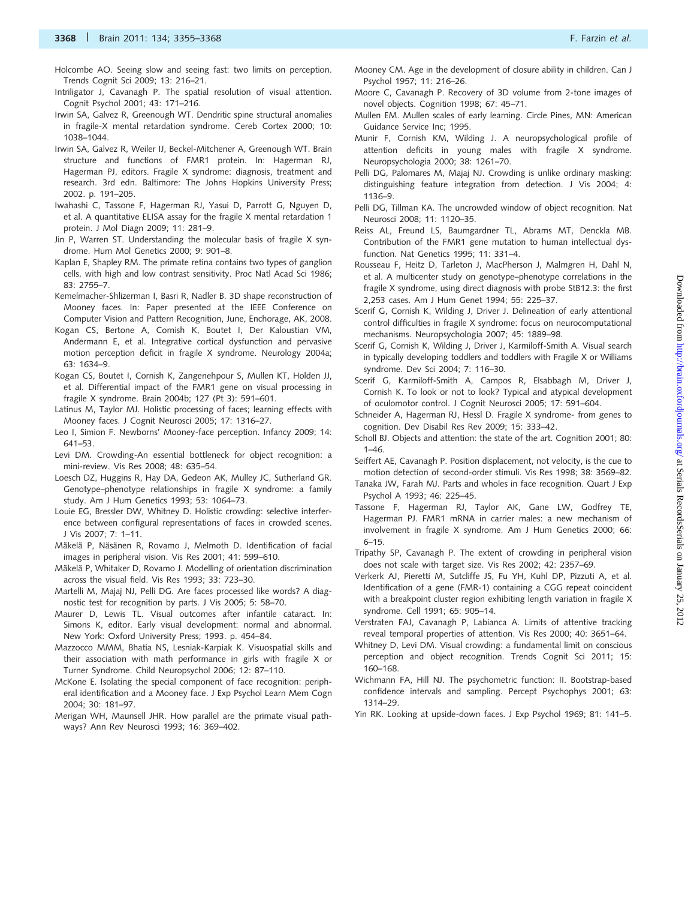Holcombe AO. Seeing slow and seeing fast: two limits on perception. Trends Cognit Sci 2009; 13: 216–21.

Intriligator J, Cavanagh P. The spatial resolution of visual attention. Cognit Psychol 2001; 43: 171–216.

Irwin SA, Galvez R, Greenough WT. Dendritic spine structural anomalies in fragile-X mental retardation syndrome. Cereb Cortex 2000; 10: 1038–1044.

Irwin SA, Galvez R, Weiler IJ, Beckel-Mitchener A, Greenough WT. Brain structure and functions of FMR1 protein. In: Hagerman RJ, Hagerman PJ, editors. Fragile X syndrome: diagnosis, treatment and research. 3rd edn. Baltimore: The Johns Hopkins University Press; 2002. p. 191–205.

Iwahashi C, Tassone F, Hagerman RJ, Yasui D, Parrott G, Nguyen D, et al. A quantitative ELISA assay for the fragile X mental retardation 1 protein. J Mol Diagn 2009; 11: 281–9.

Jin P, Warren ST. Understanding the molecular basis of fragile X syndrome. Hum Mol Genetics 2000; 9: 901–8.

Kaplan E, Shapley RM. The primate retina contains two types of ganglion cells, with high and low contrast sensitivity. Proc Natl Acad Sci 1986; 83: 2755–7.

Kemelmacher-Shlizerman I, Basri R, Nadler B. 3D shape reconstruction of Mooney faces. In: Paper presented at the IEEE Conference on Computer Vision and Pattern Recognition, June, Enchorage, AK, 2008.

Kogan CS, Bertone A, Cornish K, Boutet I, Der Kaloustian VM, Andermann E, et al. Integrative cortical dysfunction and pervasive motion perception deficit in fragile X syndrome. Neurology 2004a; 63: 1634–9.

Kogan CS, Boutet I, Cornish K, Zangenehpour S, Mullen KT, Holden JJ, et al. Differential impact of the FMR1 gene on visual processing in fragile X syndrome. Brain 2004b; 127 (Pt 3): 591–601.

Latinus M, Taylor MJ. Holistic processing of faces; learning effects with Mooney faces. J Cognit Neurosci 2005; 17: 1316–27.

Leo I, Simion F. Newborns' Mooney-face perception. Infancy 2009; 14: 641–53.

Levi DM. Crowding-An essential bottleneck for object recognition: a mini-review. Vis Res 2008; 48: 635–54.

Loesch DZ, Huggins R, Hay DA, Gedeon AK, Mulley JC, Sutherland GR. Genotype–phenotype relationships in fragile X syndrome: a family study. Am J Hum Genetics 1993; 53: 1064–73.

Louie EG, Bressler DW, Whitney D. Holistic crowding: selective interference between configural representations of faces in crowded scenes. J Vis 2007; 7: 1–11.

Mäkelä P, Näsänen R, Rovamo J, Melmoth D. Identification of facial images in peripheral vision. Vis Res 2001; 41: 599–610.

Mäkelä P, Whitaker D, Rovamo J. Modelling of orientation discrimination across the visual field. Vis Res 1993; 33: 723–30.

Martelli M, Majaj NJ, Pelli DG. Are faces processed like words? A diagnostic test for recognition by parts. J Vis 2005; 5: 58–70.

Maurer D, Lewis TL. Visual outcomes after infantile cataract. In: Simons K, editor. Early visual development: normal and abnormal. New York: Oxford University Press; 1993. p. 454–84.

Mazzocco MMM, Bhatia NS, Lesniak-Karpiak K. Visuospatial skills and their association with math performance in girls with fragile X or Turner Syndrome. Child Neuropsychol 2006; 12: 87–110.

McKone E. Isolating the special component of face recognition: peripheral identification and a Mooney face. J Exp Psychol Learn Mem Cogn 2004; 30: 181–97.

Merigan WH, Maunsell JHR. How parallel are the primate visual pathways? Ann Rev Neurosci 1993; 16: 369–402.

Mooney CM. Age in the development of closure ability in children. Can J Psychol 1957; 11: 216–26.

Moore C, Cavanagh P. Recovery of 3D volume from 2-tone images of novel objects. Cognition 1998; 67: 45–71.

Mullen EM. Mullen scales of early learning. Circle Pines, MN: American Guidance Service Inc; 1995.

Munir F, Cornish KM, Wilding J. A neuropsychological profile of attention deficits in young males with fragile X syndrome. Neuropsychologia 2000; 38: 1261–70.

Pelli DG, Palomares M, Majaj NJ. Crowding is unlike ordinary masking: distinguishing feature integration from detection. J Vis 2004; 4: 1136–9.

Pelli DG, Tillman KA. The uncrowded window of object recognition. Nat Neurosci 2008; 11: 1120–35.

Reiss AL, Freund LS, Baumgardner TL, Abrams MT, Denckla MB. Contribution of the FMR1 gene mutation to human intellectual dysfunction. Nat Genetics 1995; 11: 331–4.

Rousseau F, Heitz D, Tarleton J, MacPherson J, Malmgren H, Dahl N, et al. A multicenter study on genotype–phenotype correlations in the fragile X syndrome, using direct diagnosis with probe StB12.3: the first 2,253 cases. Am J Hum Genet 1994; 55: 225–37.

Scerif G, Cornish K, Wilding J, Driver J. Delineation of early attentional control difficulties in fragile X syndrome: focus on neurocomputational mechanisms. Neuropsychologia 2007; 45: 1889–98.

Scerif G, Cornish K, Wilding J, Driver J, Karmiloff-Smith A. Visual search in typically developing toddlers and toddlers with Fragile X or Williams syndrome. Dev Sci 2004; 7: 116–30.

Scerif G, Karmiloff-Smith A, Campos R, Elsabbagh M, Driver J, Cornish K. To look or not to look? Typical and atypical development of oculomotor control. J Cognit Neurosci 2005; 17: 591–604.

Schneider A, Hagerman RJ, Hessl D. Fragile X syndrome- from genes to cognition. Dev Disabil Res Rev 2009; 15: 333–42.

Scholl BJ. Objects and attention: the state of the art. Cognition 2001; 80: 1–46.

Seiffert AE, Cavanagh P. Position displacement, not velocity, is the cue to motion detection of second-order stimuli. Vis Res 1998; 38: 3569–82.

Tanaka JW, Farah MJ. Parts and wholes in face recognition. Quart J Exp Psychol A 1993; 46: 225–45.

Tassone F, Hagerman RJ, Taylor AK, Gane LW, Godfrey TE, Hagerman PJ. FMR1 mRNA in carrier males: a new mechanism of involvement in fragile X syndrome. Am J Hum Genetics 2000; 66: 6–15.

Tripathy SP, Cavanagh P. The extent of crowding in peripheral vision does not scale with target size. Vis Res 2002; 42: 2357–69.

Verkerk AJ, Pieretti M, Sutcliffe JS, Fu YH, Kuhl DP, Pizzuti A, et al. Identification of a gene (FMR-1) containing a CGG repeat coincident with a breakpoint cluster region exhibiting length variation in fragile X syndrome. Cell 1991; 65: 905–14.

Verstraten FAJ, Cavanagh P, Labianca A. Limits of attentive tracking reveal temporal properties of attention. Vis Res 2000; 40: 3651–64.

Whitney D, Levi DM. Visual crowding: a fundamental limit on conscious perception and object recognition. Trends Cognit Sci 2011; 15: 160–168.

Wichmann FA, Hill NJ. The psychometric function: II. Bootstrap-based confidence intervals and sampling. Percept Psychophys 2001; 63: 1314–29.

Yin RK. Looking at upside-down faces. J Exp Psychol 1969; 81: 141–5.